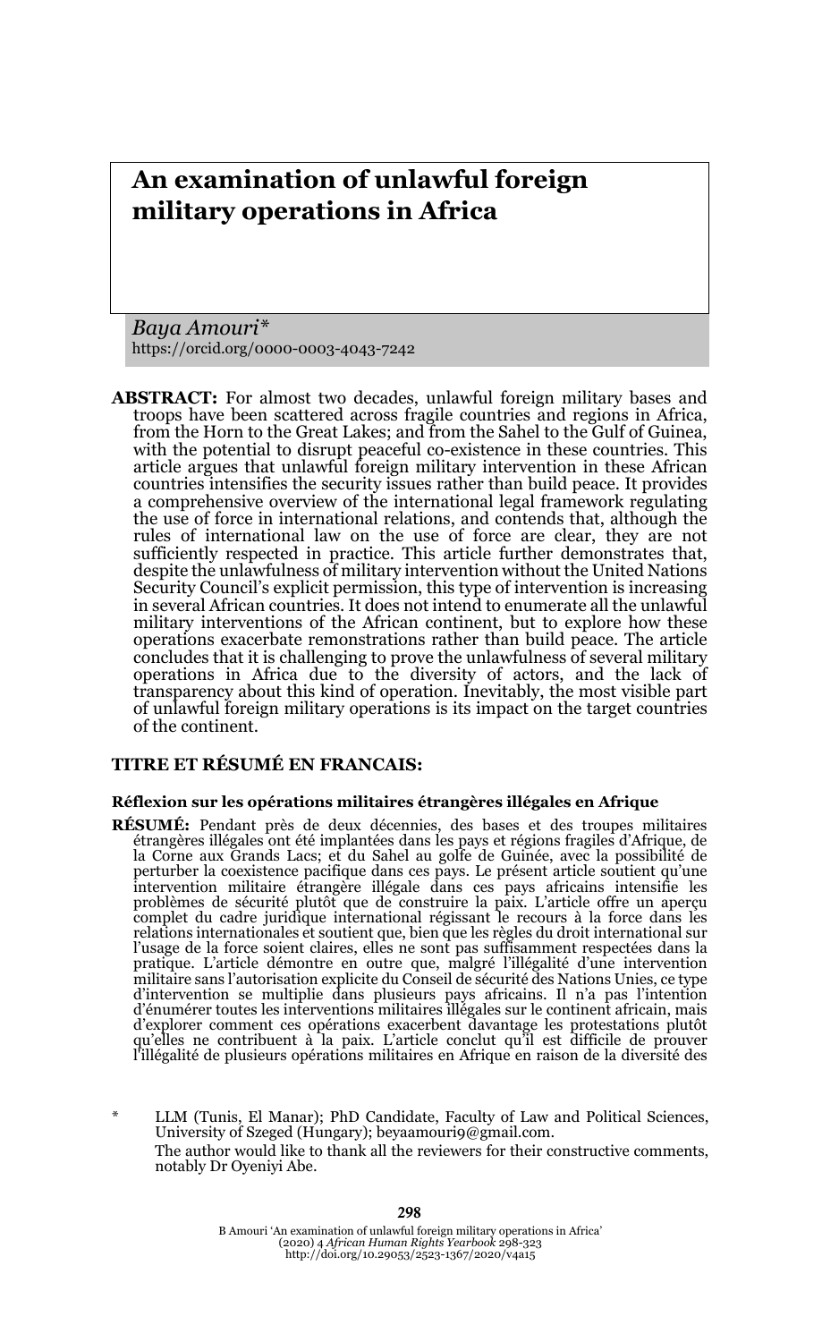# An examination of unlawful foreign military operations in Africa

*Baya Amouri**
https://orcid.org/0000-0003-4043-7242

**ABSTRACT:** For almost two decades, unlawful foreign military bases and troops have been scattered across fragile countries and regions in Africa, from the Horn to the Great Lakes; and from the Sahel to the Gulf of Guinea, with the potential to disrupt peaceful co-existence in these countries. This article argues that unlawful foreign military intervention in these African countries intensifies the security issues rather than build peace. It provides a comprehensive overview of the international legal framework regulating the use of force in international relations, and contends that, although the rules of international law on the use of force are clear, they are not sufficiently respected in practice. This article further demonstrates that, despite the unlawfulness of military intervention without the United Nations Security Council's explicit permission, this type of intervention is increasing in several African countries. It does not intend to enumerate all the unlawful military interventions of the African continent, but to explore how these operations exacerbate remonstrations rather than build peace. The article concludes that it is challenging to prove the unlawfulness of several military operations in Africa due to the diversity of actors, and the lack of transparency about this kind of operation. Inevitably, the most visible part of unlawful foreign military operations is its impact on the target countries of the continent.

## TITRE ET RÉSUMÉ EN FRANCAIS:

**Réflexion sur les opérations militaires étrangères illégales en Afrique**

**RÉSUMÉ:** Pendant près de deux décennies, des bases et des troupes militaires étrangères illégales ont été implantées dans les pays et régions fragiles d'Afrique, de la Corne aux Grands Lacs; et du Sahel au golfe de Guinée, avec la possibilité de perturber la coexistence pacifique dans ces pays. Le présent article soutient qu'une intervention militaire étrangère illégale dans ces pays africains intensifie les problèmes de sécurité plutôt que de construire la paix. L'article offre un aperçu complet du cadre juridique international régissant le recours à la force dans les relations internationales et soutient que, bien que les règles du droit international sur l'usage de la force soient claires, elles ne sont pas suffisamment respectées dans la pratique. L'article démontre en outre que, malgré l'illégalité d'une intervention militaire sans l'autorisation explicite du Conseil de sécurité des Nations Unies, ce type d'intervention se multiplie dans plusieurs pays africains. Il n'a pas l'intention d'énumérer toutes les interventions militaires illégales sur le continent africain, mais d'explorer comment ces opérations exacerbent davantage les protestations plutôt qu'elles ne contribuent à la paix. L'article conclut qu'il est difficile de prouver l'illégalité de plusieurs opérations militaires en Afrique en raison de la diversité des

\* LLM (Tunis, El Manar); PhD Candidate, Faculty of Law and Political Sciences, University of Szeged (Hungary); beyaamouri9@gmail.com.
The author would like to thank all the reviewers for their constructive comments, notably Dr Oyeniyi Abe.

B Amouri 'An examination of unlawful foreign military operations in Africa' (2020) 4 *African Human Rights Yearbook* 298-323
http://doi.org/10.29053/2523-1367/2020/v4a15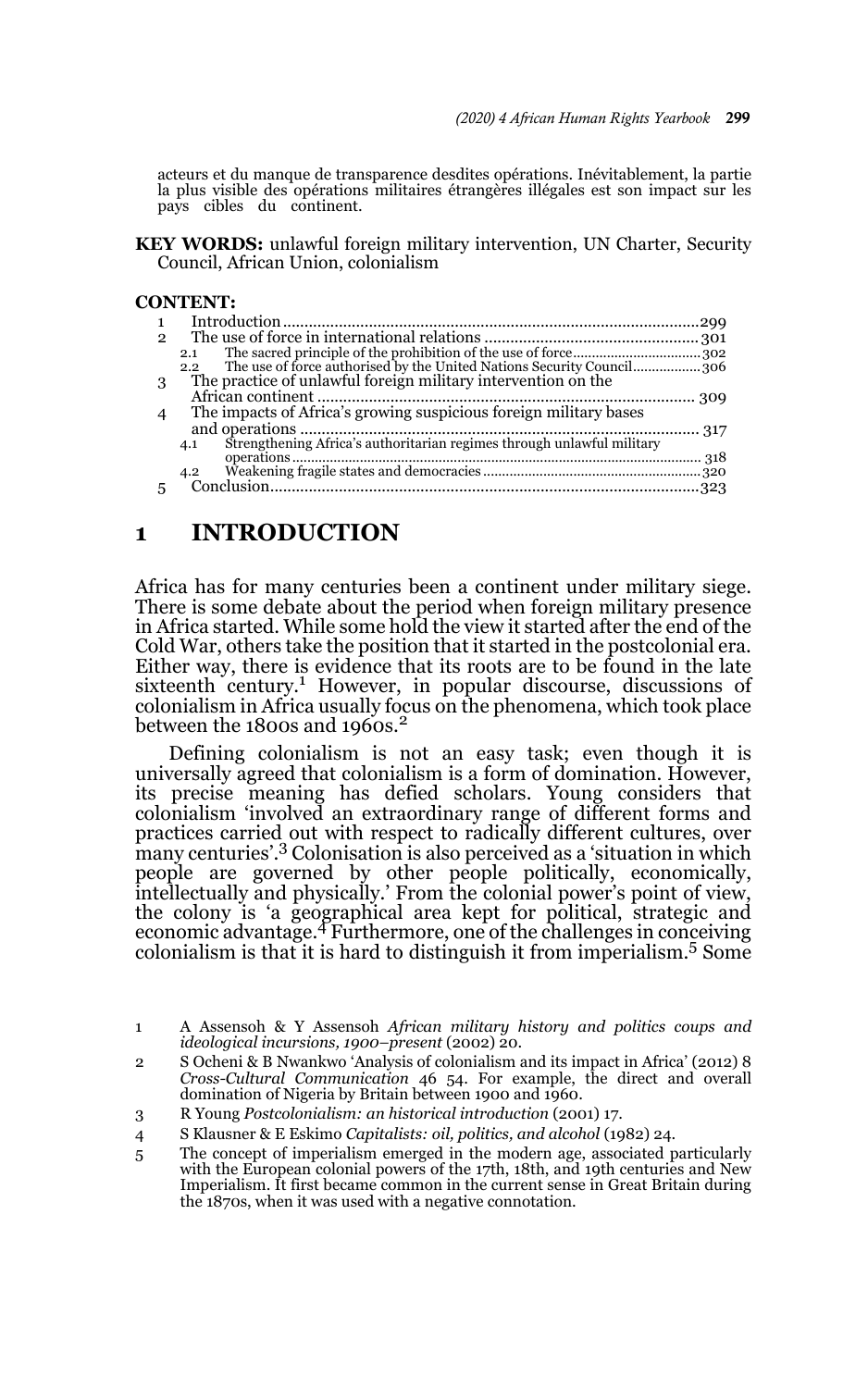acteurs et du manque de transparence desdites opérations. Inévitablement, la partie la plus visible des opérations militaires étrangères illégales est son impact sur les pays cibles du continent.

**KEY WORDS:** unlawful foreign military intervention, UN Charter, Security Council, African Union, colonialism

**CONTENT:**

1 Introduction ... 299
2 The use of force in international relations ... 301
  2.1 The sacred principle of the prohibition of the use of force ... 302
  2.2 The use of force authorised by the United Nations Security Council ... 306
3 The practice of unlawful foreign military intervention on the African continent ... 309
4 The impacts of Africa's growing suspicious foreign military bases and operations ... 317
  4.1 Strengthening Africa's authoritarian regimes through unlawful military operations ... 318
  4.2 Weakening fragile states and democracies ... 320
5 Conclusion ... 323

# 1 INTRODUCTION

Africa has for many centuries been a continent under military siege. There is some debate about the period when foreign military presence in Africa started. While some hold the view it started after the end of the Cold War, others take the position that it started in the postcolonial era. Either way, there is evidence that its roots are to be found in the late sixteenth century.[1] However, in popular discourse, discussions of colonialism in Africa usually focus on the phenomena, which took place between the 1800s and 1960s.[2]

Defining colonialism is not an easy task; even though it is universally agreed that colonialism is a form of domination. However, its precise meaning has defied scholars. Young considers that colonialism 'involved an extraordinary range of different forms and practices carried out with respect to radically different cultures, over many centuries'.[3] Colonisation is also perceived as a 'situation in which people are governed by other people politically, economically, intellectually and physically.' From the colonial power's point of view, the colony is 'a geographical area kept for political, strategic and economic advantage.[4] Furthermore, one of the challenges in conceiving colonialism is that it is hard to distinguish it from imperialism.[5] Some

---

1 A Assensoh & Y Assensoh *African military history and politics coups and ideological incursions, 1900–present* (2002) 20.

2 S Ocheni & B Nwankwo 'Analysis of colonialism and its impact in Africa' (2012) 8 *Cross-Cultural Communication* 46 54. For example, the direct and overall domination of Nigeria by Britain between 1900 and 1960.

3 R Young *Postcolonialism: an historical introduction* (2001) 17.

4 S Klausner & E Eskimo *Capitalists: oil, politics, and alcohol* (1982) 24.

5 The concept of imperialism emerged in the modern age, associated particularly with the European colonial powers of the 17th, 18th, and 19th centuries and New Imperialism. It first became common in the current sense in Great Britain during the 1870s, when it was used with a negative connotation.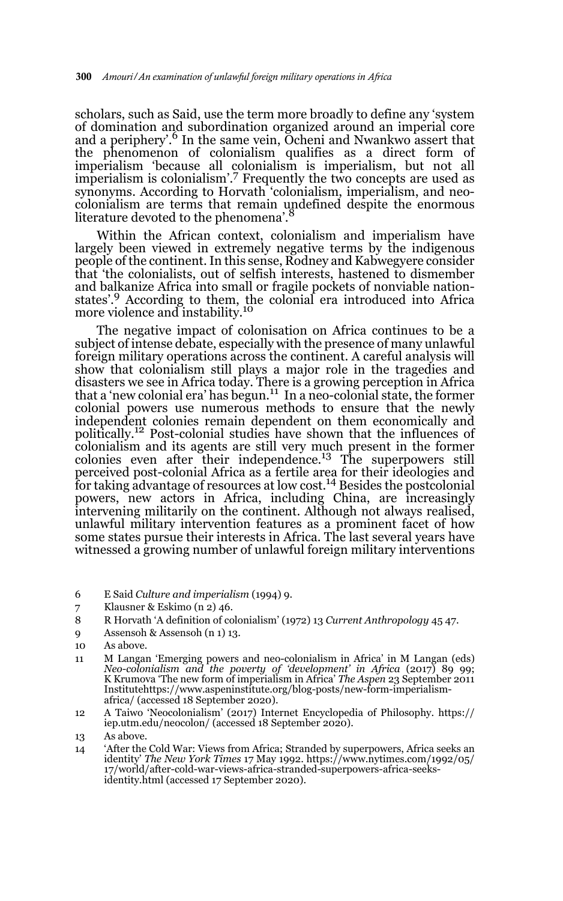scholars, such as Said, use the term more broadly to define any 'system of domination and subordination organized around an imperial core and a periphery'.[6] In the same vein, Ocheni and Nwankwo assert that the phenomenon of colonialism qualifies as a direct form of imperialism 'because all colonialism is imperialism, but not all imperialism is colonialism'.[7] Frequently the two concepts are used as synonyms. According to Horvath 'colonialism, imperialism, and neo-colonialism are terms that remain undefined despite the enormous literature devoted to the phenomena'.[8]

Within the African context, colonialism and imperialism have largely been viewed in extremely negative terms by the indigenous people of the continent. In this sense, Rodney and Kabwegyere consider that 'the colonialists, out of selfish interests, hastened to dismember and balkanize Africa into small or fragile pockets of nonviable nation-states'.[9] According to them, the colonial era introduced into Africa more violence and instability.[10]

The negative impact of colonisation on Africa continues to be a subject of intense debate, especially with the presence of many unlawful foreign military operations across the continent. A careful analysis will show that colonialism still plays a major role in the tragedies and disasters we see in Africa today. There is a growing perception in Africa that a 'new colonial era' has begun.[11] In a neo-colonial state, the former colonial powers use numerous methods to ensure that the newly independent colonies remain dependent on them economically and politically.[12] Post-colonial studies have shown that the influences of colonialism and its agents are still very much present in the former colonies even after their independence.[13] The superpowers still perceived post-colonial Africa as a fertile area for their ideologies and for taking advantage of resources at low cost.[14] Besides the postcolonial powers, new actors in Africa, including China, are increasingly intervening militarily on the continent. Although not always realised, unlawful military intervention features as a prominent facet of how some states pursue their interests in Africa. The last several years have witnessed a growing number of unlawful foreign military interventions

---

6 E Said *Culture and imperialism* (1994) 9.

7 Klausner & Eskimo (n 2) 46.

8 R Horvath 'A definition of colonialism' (1972) 13 *Current Anthropology* 45 47.

9 Assensoh & Assensoh (n 1) 13.

10 As above.

11 M Langan 'Emerging powers and neo-colonialism in Africa' in M Langan (eds) *Neo-colonialism and the poverty of 'development' in Africa* (2017) 89 99; K Krumova 'The new form of imperialism in Africa' *The Aspen* 23 September 2011 Institutehttps://www.aspeninstitute.org/blog-posts/new-form-imperialism-africa/ (accessed 18 September 2020).

12 A Taiwo 'Neocolonialism' (2017) Internet Encyclopedia of Philosophy. https://iep.utm.edu/neocolon/ (accessed 18 September 2020).

13 As above.

14 'After the Cold War: Views from Africa; Stranded by superpowers, Africa seeks an identity' *The New York Times* 17 May 1992. https://www.nytimes.com/1992/05/17/world/after-cold-war-views-africa-stranded-superpowers-africa-seeks-identity.html (accessed 17 September 2020).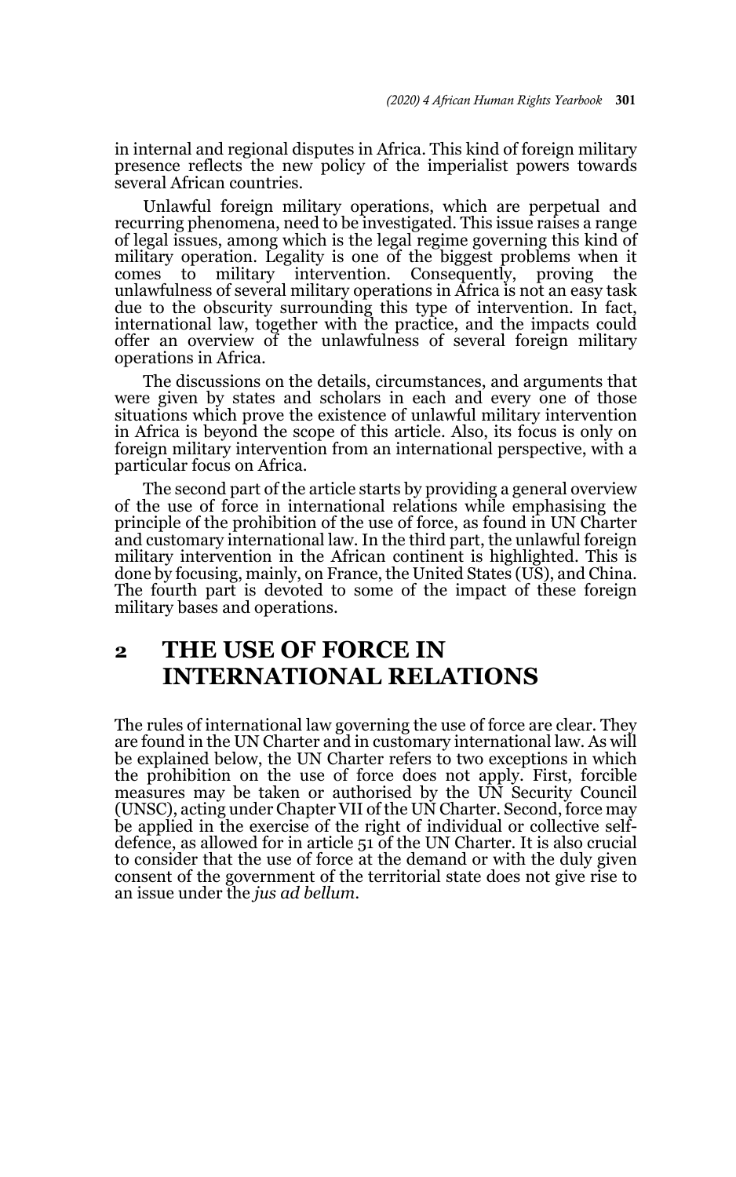in internal and regional disputes in Africa. This kind of foreign military presence reflects the new policy of the imperialist powers towards several African countries.

Unlawful foreign military operations, which are perpetual and recurring phenomena, need to be investigated. This issue raises a range of legal issues, among which is the legal regime governing this kind of military operation. Legality is one of the biggest problems when it comes to military intervention. Consequently, proving the unlawfulness of several military operations in Africa is not an easy task due to the obscurity surrounding this type of intervention. In fact, international law, together with the practice, and the impacts could offer an overview of the unlawfulness of several foreign military operations in Africa.

The discussions on the details, circumstances, and arguments that were given by states and scholars in each and every one of those situations which prove the existence of unlawful military intervention in Africa is beyond the scope of this article. Also, its focus is only on foreign military intervention from an international perspective, with a particular focus on Africa.

The second part of the article starts by providing a general overview of the use of force in international relations while emphasising the principle of the prohibition of the use of force, as found in UN Charter and customary international law. In the third part, the unlawful foreign military intervention in the African continent is highlighted. This is done by focusing, mainly, on France, the United States (US), and China. The fourth part is devoted to some of the impact of these foreign military bases and operations.

## 2 THE USE OF FORCE IN INTERNATIONAL RELATIONS

The rules of international law governing the use of force are clear. They are found in the UN Charter and in customary international law. As will be explained below, the UN Charter refers to two exceptions in which the prohibition on the use of force does not apply. First, forcible measures may be taken or authorised by the UN Security Council (UNSC), acting under Chapter VII of the UN Charter. Second, force may be applied in the exercise of the right of individual or collective self-defence, as allowed for in article 51 of the UN Charter. It is also crucial to consider that the use of force at the demand or with the duly given consent of the government of the territorial state does not give rise to an issue under the *jus ad bellum*.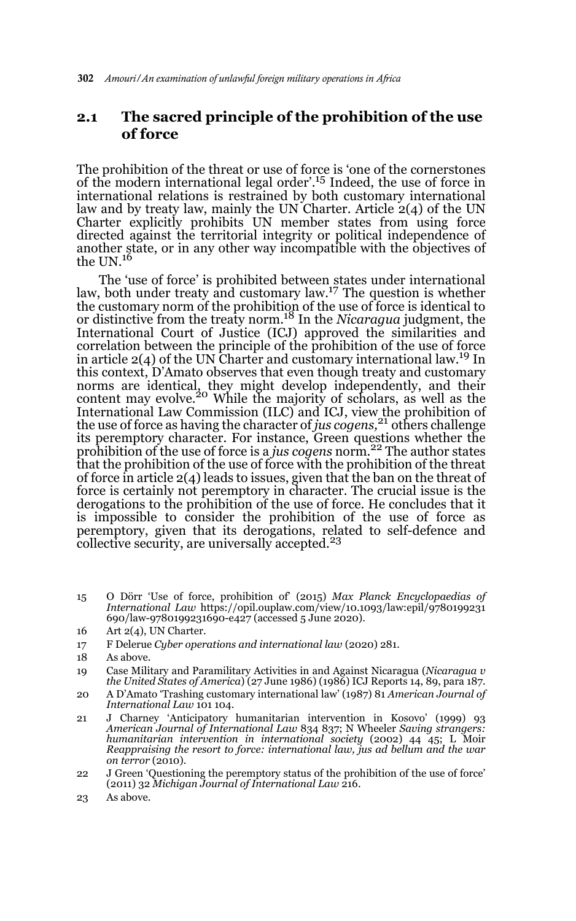## 2.1 The sacred principle of the prohibition of the use of force

The prohibition of the threat or use of force is 'one of the cornerstones of the modern international legal order'.[15] Indeed, the use of force in international relations is restrained by both customary international law and by treaty law, mainly the UN Charter. Article 2(4) of the UN Charter explicitly prohibits UN member states from using force directed against the territorial integrity or political independence of another state, or in any other way incompatible with the objectives of the UN.[16]

The 'use of force' is prohibited between states under international law, both under treaty and customary law.[17] The question is whether the customary norm of the prohibition of the use of force is identical to or distinctive from the treaty norm.[18] In the *Nicaragua* judgment, the International Court of Justice (ICJ) approved the similarities and correlation between the principle of the prohibition of the use of force in article 2(4) of the UN Charter and customary international law.[19] In this context, D'Amato observes that even though treaty and customary norms are identical, they might develop independently, and their content may evolve.[20] While the majority of scholars, as well as the International Law Commission (ILC) and ICJ, view the prohibition of the use of force as having the character of *jus cogens,*[21] others challenge its peremptory character. For instance, Green questions whether the prohibition of the use of force is a *jus cogens* norm.[22] The author states that the prohibition of the use of force with the prohibition of the threat of force in article 2(4) leads to issues, given that the ban on the threat of force is certainly not peremptory in character. The crucial issue is the derogations to the prohibition of the use of force. He concludes that it is impossible to consider the prohibition of the use of force as peremptory, given that its derogations, related to self-defence and collective security, are universally accepted.[23]

---

15 O Dörr 'Use of force, prohibition of' (2015) *Max Planck Encyclopaedias of International Law* https://opil.ouplaw.com/view/10.1093/law:epil/9780199231690/law-9780199231690-e427 (accessed 5 June 2020).

16 Art 2(4), UN Charter.

17 F Delerue *Cyber operations and international law* (2020) 281.

18 As above.

19 Case Military and Paramilitary Activities in and Against Nicaragua (*Nicaragua v the United States of America*) (27 June 1986) (1986) ICJ Reports 14, 89, para 187.

20 A D'Amato 'Trashing customary international law' (1987) 81 *American Journal of International Law* 101 104.

21 J Charney 'Anticipatory humanitarian intervention in Kosovo' (1999) 93 *American Journal of International Law* 834 837; N Wheeler *Saving strangers: humanitarian intervention in international society* (2002) 44 45; L Moir *Reappraising the resort to force: international law, jus ad bellum and the war on terror* (2010).

22 J Green 'Questioning the peremptory status of the prohibition of the use of force' (2011) 32 *Michigan Journal of International Law* 216.

23 As above.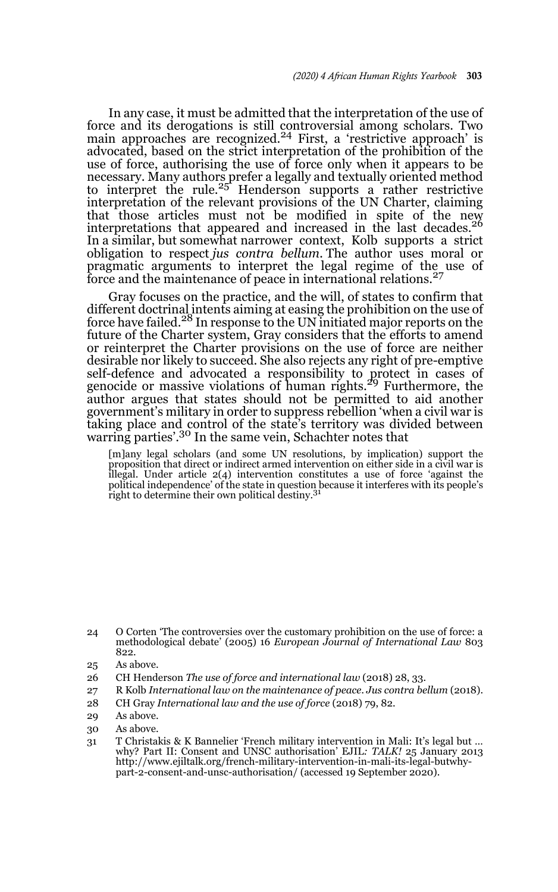In any case, it must be admitted that the interpretation of the use of force and its derogations is still controversial among scholars. Two main approaches are recognized.[24] First, a 'restrictive approach' is advocated, based on the strict interpretation of the prohibition of the use of force, authorising the use of force only when it appears to be necessary. Many authors prefer a legally and textually oriented method to interpret the rule.[25] Henderson supports a rather restrictive interpretation of the relevant provisions of the UN Charter, claiming that those articles must not be modified in spite of the new interpretations that appeared and increased in the last decades.[26] In a similar, but somewhat narrower context, Kolb supports a strict obligation to respect *jus contra bellum*. The author uses moral or pragmatic arguments to interpret the legal regime of the use of force and the maintenance of peace in international relations.[27]

Gray focuses on the practice, and the will, of states to confirm that different doctrinal intents aiming at easing the prohibition on the use of force have failed.[28] In response to the UN initiated major reports on the future of the Charter system, Gray considers that the efforts to amend or reinterpret the Charter provisions on the use of force are neither desirable nor likely to succeed. She also rejects any right of pre-emptive self-defence and advocated a responsibility to protect in cases of genocide or massive violations of human rights.[29] Furthermore, the author argues that states should not be permitted to aid another government's military in order to suppress rebellion 'when a civil war is taking place and control of the state's territory was divided between warring parties'.[30] In the same vein, Schachter notes that

> [m]any legal scholars (and some UN resolutions, by implication) support the proposition that direct or indirect armed intervention on either side in a civil war is illegal. Under article 2(4) intervention constitutes a use of force 'against the political independence' of the state in question because it interferes with its people's right to determine their own political destiny.[31]

---

24 O Corten 'The controversies over the customary prohibition on the use of force: a methodological debate' (2005) 16 *European Journal of International Law* 803 822.

25 As above.

26 CH Henderson *The use of force and international law* (2018) 28, 33.

27 R Kolb *International law on the maintenance of peace*. *Jus contra bellum* (2018).

28 CH Gray *International law and the use of force* (2018) 79, 82.

29 As above.

30 As above.

31 T Christakis & K Bannelier 'French military intervention in Mali: It's legal but … why? Part II: Consent and UNSC authorisation' EJIL*: TALK!* 25 January 2013 http://www.ejiltalk.org/french-military-intervention-in-mali-its-legal-butwhy-part-2-consent-and-unsc-authorisation/ (accessed 19 September 2020).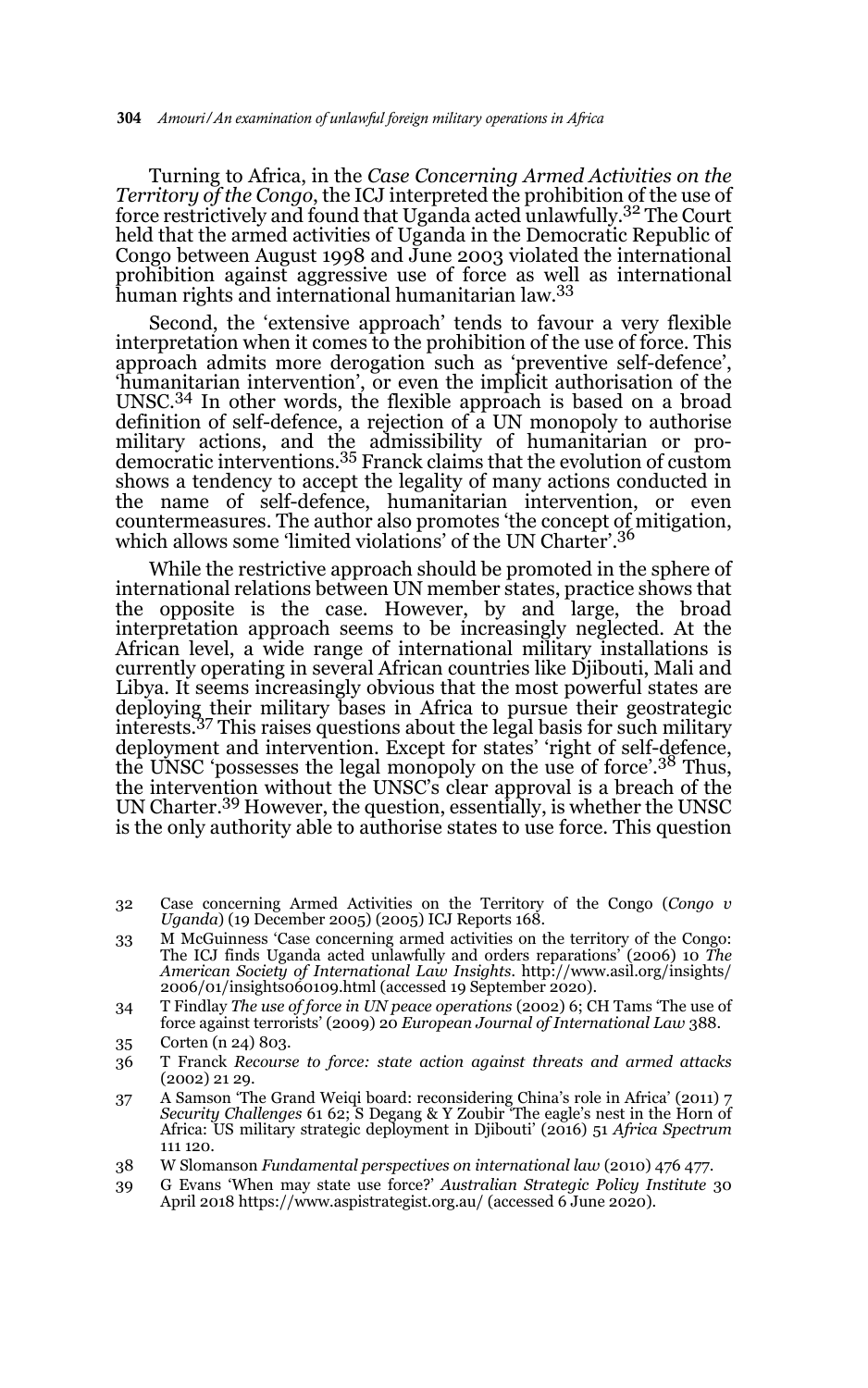Turning to Africa, in the *Case Concerning Armed Activities on the Territory of the Congo*, the ICJ interpreted the prohibition of the use of force restrictively and found that Uganda acted unlawfully.[32] The Court held that the armed activities of Uganda in the Democratic Republic of Congo between August 1998 and June 2003 violated the international prohibition against aggressive use of force as well as international human rights and international humanitarian law.[33]

Second, the 'extensive approach' tends to favour a very flexible interpretation when it comes to the prohibition of the use of force. This approach admits more derogation such as 'preventive self-defence', 'humanitarian intervention', or even the implicit authorisation of the UNSC.[34] In other words, the flexible approach is based on a broad definition of self-defence, a rejection of a UN monopoly to authorise military actions, and the admissibility of humanitarian or pro-democratic interventions.[35] Franck claims that the evolution of custom shows a tendency to accept the legality of many actions conducted in the name of self-defence, humanitarian intervention, or even countermeasures. The author also promotes 'the concept of mitigation, which allows some 'limited violations' of the UN Charter'.[36]

While the restrictive approach should be promoted in the sphere of international relations between UN member states, practice shows that the opposite is the case. However, by and large, the broad interpretation approach seems to be increasingly neglected. At the African level, a wide range of international military installations is currently operating in several African countries like Djibouti, Mali and Libya. It seems increasingly obvious that the most powerful states are deploying their military bases in Africa to pursue their geostrategic interests.[37] This raises questions about the legal basis for such military deployment and intervention. Except for states' 'right of self-defence, the UNSC 'possesses the legal monopoly on the use of force'.[38] Thus, the intervention without the UNSC's clear approval is a breach of the UN Charter.[39] However, the question, essentially, is whether the UNSC is the only authority able to authorise states to use force. This question

32 Case concerning Armed Activities on the Territory of the Congo (*Congo v Uganda*) (19 December 2005) (2005) ICJ Reports 168.

33 M McGuinness 'Case concerning armed activities on the territory of the Congo: The ICJ finds Uganda acted unlawfully and orders reparations' (2006) 10 *The American Society of International Law Insights*. http://www.asil.org/insights/2006/01/insights060109.html (accessed 19 September 2020).

34 T Findlay *The use of force in UN peace operations* (2002) 6; CH Tams 'The use of force against terrorists' (2009) 20 *European Journal of International Law* 388.

35 Corten (n 24) 803.

36 T Franck *Recourse to force: state action against threats and armed attacks* (2002) 21 29.

37 A Samson 'The Grand Weiqi board: reconsidering China's role in Africa' (2011) 7 *Security Challenges* 61 62; S Degang & Y Zoubir 'The eagle's nest in the Horn of Africa: US military strategic deployment in Djibouti' (2016) 51 *Africa Spectrum* 111 120.

38 W Slomanson *Fundamental perspectives on international law* (2010) 476 477.

39 G Evans 'When may state use force?' *Australian Strategic Policy Institute* 30 April 2018 https://www.aspistrategist.org.au/ (accessed 6 June 2020).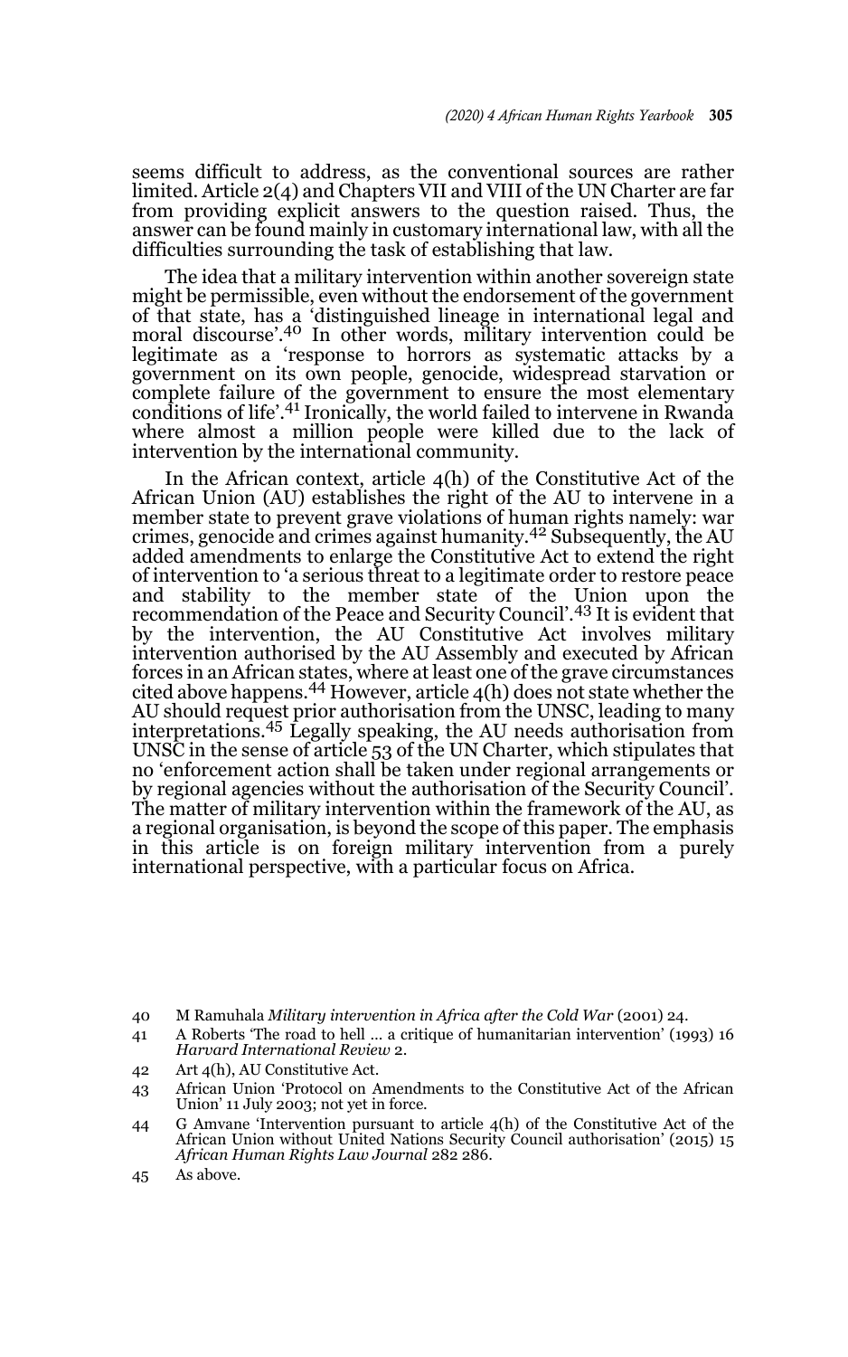seems difficult to address, as the conventional sources are rather limited. Article 2(4) and Chapters VII and VIII of the UN Charter are far from providing explicit answers to the question raised. Thus, the answer can be found mainly in customary international law, with all the difficulties surrounding the task of establishing that law.

The idea that a military intervention within another sovereign state might be permissible, even without the endorsement of the government of that state, has a 'distinguished lineage in international legal and moral discourse'.[40] In other words, military intervention could be legitimate as a 'response to horrors as systematic attacks by a government on its own people, genocide, widespread starvation or complete failure of the government to ensure the most elementary conditions of life'.[41] Ironically, the world failed to intervene in Rwanda where almost a million people were killed due to the lack of intervention by the international community.

In the African context, article 4(h) of the Constitutive Act of the African Union (AU) establishes the right of the AU to intervene in a member state to prevent grave violations of human rights namely: war crimes, genocide and crimes against humanity.[42] Subsequently, the AU added amendments to enlarge the Constitutive Act to extend the right of intervention to 'a serious threat to a legitimate order to restore peace and stability to the member state of the Union upon the recommendation of the Peace and Security Council'.[43] It is evident that by the intervention, the AU Constitutive Act involves military intervention authorised by the AU Assembly and executed by African forces in an African states, where at least one of the grave circumstances cited above happens.[44] However, article 4(h) does not state whether the AU should request prior authorisation from the UNSC, leading to many interpretations.[45] Legally speaking, the AU needs authorisation from UNSC in the sense of article 53 of the UN Charter, which stipulates that no 'enforcement action shall be taken under regional arrangements or by regional agencies without the authorisation of the Security Council'. The matter of military intervention within the framework of the AU, as a regional organisation, is beyond the scope of this paper. The emphasis in this article is on foreign military intervention from a purely international perspective, with a particular focus on Africa.

40 M Ramuhala *Military intervention in Africa after the Cold War* (2001) 24.

41 A Roberts 'The road to hell … a critique of humanitarian intervention' (1993) 16 *Harvard International Review* 2.

42 Art 4(h), AU Constitutive Act.

43 African Union 'Protocol on Amendments to the Constitutive Act of the African Union' 11 July 2003; not yet in force.

44 G Amvane 'Intervention pursuant to article 4(h) of the Constitutive Act of the African Union without United Nations Security Council authorisation' (2015) 15 *African Human Rights Law Journal* 282 286.

45 As above.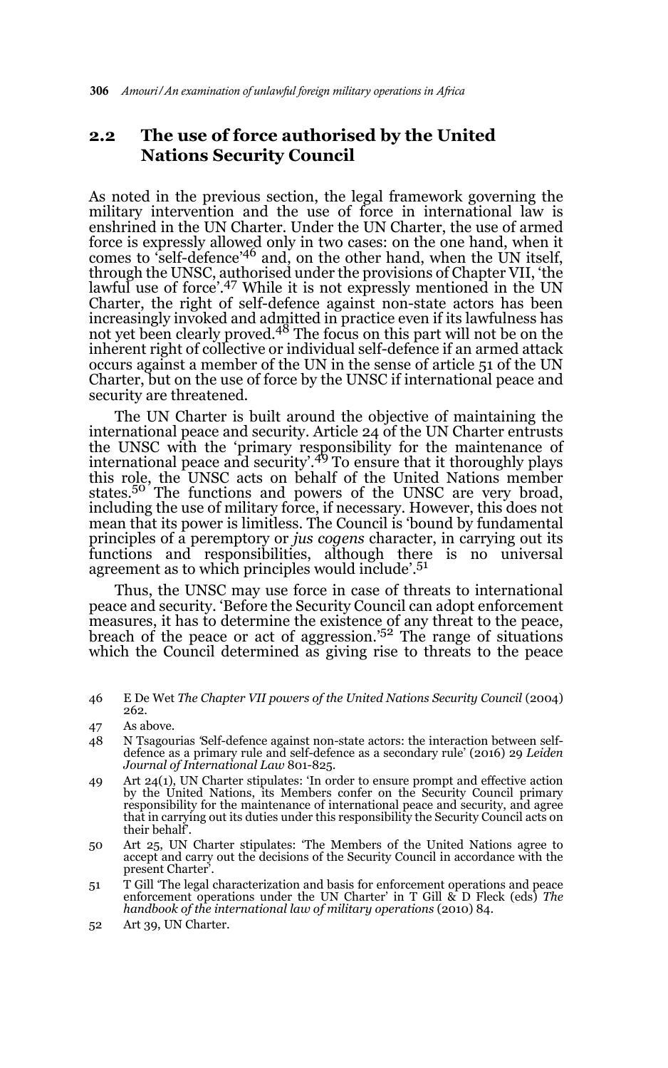## 2.2 The use of force authorised by the United Nations Security Council

As noted in the previous section, the legal framework governing the military intervention and the use of force in international law is enshrined in the UN Charter. Under the UN Charter, the use of armed force is expressly allowed only in two cases: on the one hand, when it comes to 'self-defence'[46] and, on the other hand, when the UN itself, through the UNSC, authorised under the provisions of Chapter VII, 'the lawful use of force'.[47] While it is not expressly mentioned in the UN Charter, the right of self-defence against non-state actors has been increasingly invoked and admitted in practice even if its lawfulness has not yet been clearly proved.[48] The focus on this part will not be on the inherent right of collective or individual self-defence if an armed attack occurs against a member of the UN in the sense of article 51 of the UN Charter, but on the use of force by the UNSC if international peace and security are threatened.

The UN Charter is built around the objective of maintaining the international peace and security. Article 24 of the UN Charter entrusts the UNSC with the 'primary responsibility for the maintenance of international peace and security'.[49] To ensure that it thoroughly plays this role, the UNSC acts on behalf of the United Nations member states.[50] The functions and powers of the UNSC are very broad, including the use of military force, if necessary. However, this does not mean that its power is limitless. The Council is 'bound by fundamental principles of a peremptory or *jus cogens* character, in carrying out its functions and responsibilities, although there is no universal agreement as to which principles would include'.[51]

Thus, the UNSC may use force in case of threats to international peace and security. 'Before the Security Council can adopt enforcement measures, it has to determine the existence of any threat to the peace, breach of the peace or act of aggression.'[52] The range of situations which the Council determined as giving rise to threats to the peace

---

46 E De Wet *The Chapter VII powers of the United Nations Security Council* (2004) 262.

47 As above.

48 N Tsagourias 'Self-defence against non-state actors: the interaction between self-defence as a primary rule and self-defence as a secondary rule' (2016) 29 *Leiden Journal of International Law* 801-825.

49 Art 24(1), UN Charter stipulates: 'In order to ensure prompt and effective action by the United Nations, its Members confer on the Security Council primary responsibility for the maintenance of international peace and security, and agree that in carrying out its duties under this responsibility the Security Council acts on their behalf'.

50 Art 25, UN Charter stipulates: 'The Members of the United Nations agree to accept and carry out the decisions of the Security Council in accordance with the present Charter'.

51 T Gill 'The legal characterization and basis for enforcement operations and peace enforcement operations under the UN Charter' in T Gill & D Fleck (eds) *The handbook of the international law of military operations* (2010) 84.

52 Art 39, UN Charter.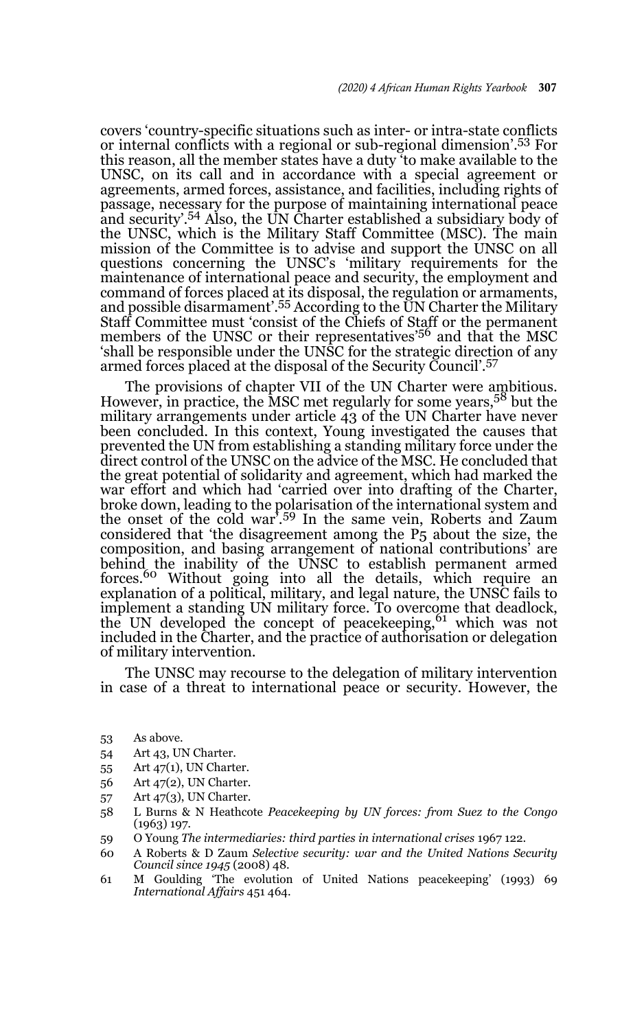covers 'country-specific situations such as inter- or intra-state conflicts or internal conflicts with a regional or sub-regional dimension'.[53] For this reason, all the member states have a duty 'to make available to the UNSC, on its call and in accordance with a special agreement or agreements, armed forces, assistance, and facilities, including rights of passage, necessary for the purpose of maintaining international peace and security'.[54] Also, the UN Charter established a subsidiary body of the UNSC, which is the Military Staff Committee (MSC). The main mission of the Committee is to advise and support the UNSC on all questions concerning the UNSC's 'military requirements for the maintenance of international peace and security, the employment and command of forces placed at its disposal, the regulation or armaments, and possible disarmament'.[55] According to the UN Charter the Military Staff Committee must 'consist of the Chiefs of Staff or the permanent members of the UNSC or their representatives'[56] and that the MSC 'shall be responsible under the UNSC for the strategic direction of any armed forces placed at the disposal of the Security Council'.[57]

The provisions of chapter VII of the UN Charter were ambitious. However, in practice, the MSC met regularly for some years,[58] but the military arrangements under article 43 of the UN Charter have never been concluded. In this context, Young investigated the causes that prevented the UN from establishing a standing military force under the direct control of the UNSC on the advice of the MSC. He concluded that the great potential of solidarity and agreement, which had marked the war effort and which had 'carried over into drafting of the Charter, broke down, leading to the polarisation of the international system and the onset of the cold war'.[59] In the same vein, Roberts and Zaum considered that 'the disagreement among the P5 about the size, the composition, and basing arrangement of national contributions' are behind the inability of the UNSC to establish permanent armed forces.[60] Without going into all the details, which require an explanation of a political, military, and legal nature, the UNSC fails to implement a standing UN military force. To overcome that deadlock, the UN developed the concept of peacekeeping,[61] which was not included in the Charter, and the practice of authorisation or delegation of military intervention.

The UNSC may recourse to the delegation of military intervention in case of a threat to international peace or security. However, the

53 As above.

54 Art 43, UN Charter.

55 Art 47(1), UN Charter.

56 Art 47(2), UN Charter.

57 Art 47(3), UN Charter.

58 L Burns & N Heathcote *Peacekeeping by UN forces: from Suez to the Congo* (1963) 197.

59 O Young *The intermediaries: third parties in international crises* 1967 122.

60 A Roberts & D Zaum *Selective security: war and the United Nations Security Council since 1945* (2008) 48.

61 M Goulding 'The evolution of United Nations peacekeeping' (1993) 69 *International Affairs* 451 464.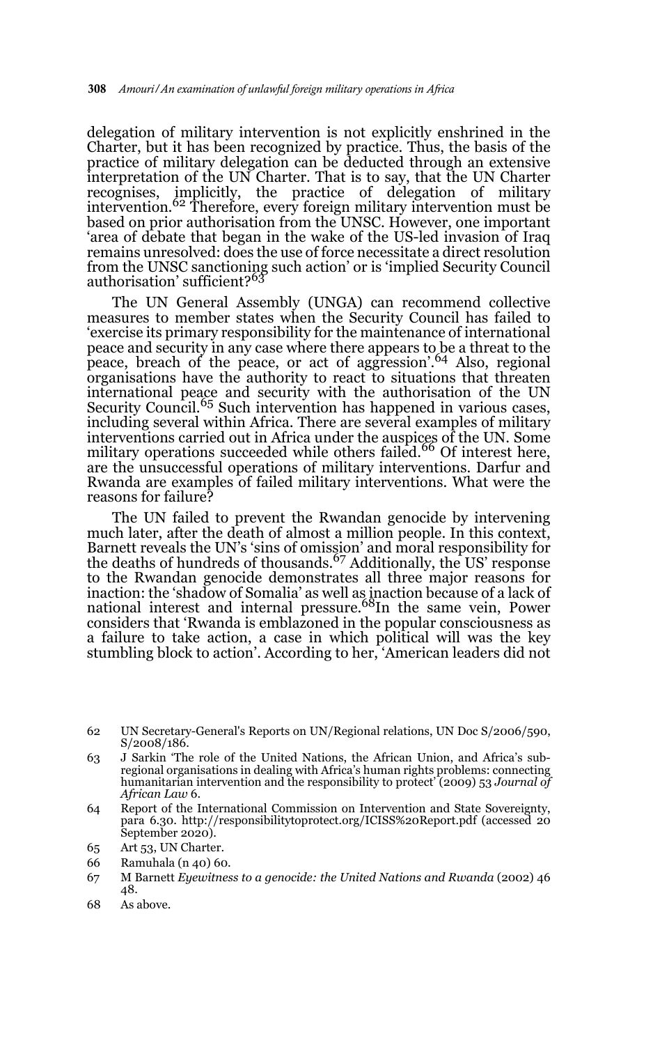delegation of military intervention is not explicitly enshrined in the Charter, but it has been recognized by practice. Thus, the basis of the practice of military delegation can be deducted through an extensive interpretation of the UN Charter. That is to say, that the UN Charter recognises, implicitly, the practice of delegation of military intervention.[62] Therefore, every foreign military intervention must be based on prior authorisation from the UNSC. However, one important 'area of debate that began in the wake of the US-led invasion of Iraq remains unresolved: does the use of force necessitate a direct resolution from the UNSC sanctioning such action' or is 'implied Security Council authorisation' sufficient?[63]

The UN General Assembly (UNGA) can recommend collective measures to member states when the Security Council has failed to 'exercise its primary responsibility for the maintenance of international peace and security in any case where there appears to be a threat to the peace, breach of the peace, or act of aggression'.[64] Also, regional organisations have the authority to react to situations that threaten international peace and security with the authorisation of the UN Security Council.[65] Such intervention has happened in various cases, including several within Africa. There are several examples of military interventions carried out in Africa under the auspices of the UN. Some military operations succeeded while others failed.[66] Of interest here, are the unsuccessful operations of military interventions. Darfur and Rwanda are examples of failed military interventions. What were the reasons for failure?

The UN failed to prevent the Rwandan genocide by intervening much later, after the death of almost a million people. In this context, Barnett reveals the UN's 'sins of omission' and moral responsibility for the deaths of hundreds of thousands.[67] Additionally, the US' response to the Rwandan genocide demonstrates all three major reasons for inaction: the 'shadow of Somalia' as well as inaction because of a lack of national interest and internal pressure.[68]In the same vein, Power considers that 'Rwanda is emblazoned in the popular consciousness as a failure to take action, a case in which political will was the key stumbling block to action'. According to her, 'American leaders did not

---

62 UN Secretary-General's Reports on UN/Regional relations, UN Doc S/2006/590, S/2008/186.

63 J Sarkin 'The role of the United Nations, the African Union, and Africa's sub-regional organisations in dealing with Africa's human rights problems: connecting humanitarian intervention and the responsibility to protect' (2009) 53 *Journal of African Law* 6.

64 Report of the International Commission on Intervention and State Sovereignty, para 6.30. http://responsibilitytoprotect.org/ICISS%20Report.pdf (accessed 20 September 2020).

65 Art 53, UN Charter.

66 Ramuhala (n 40) 60.

67 M Barnett *Eyewitness to a genocide: the United Nations and Rwanda* (2002) 46 48.

68 As above.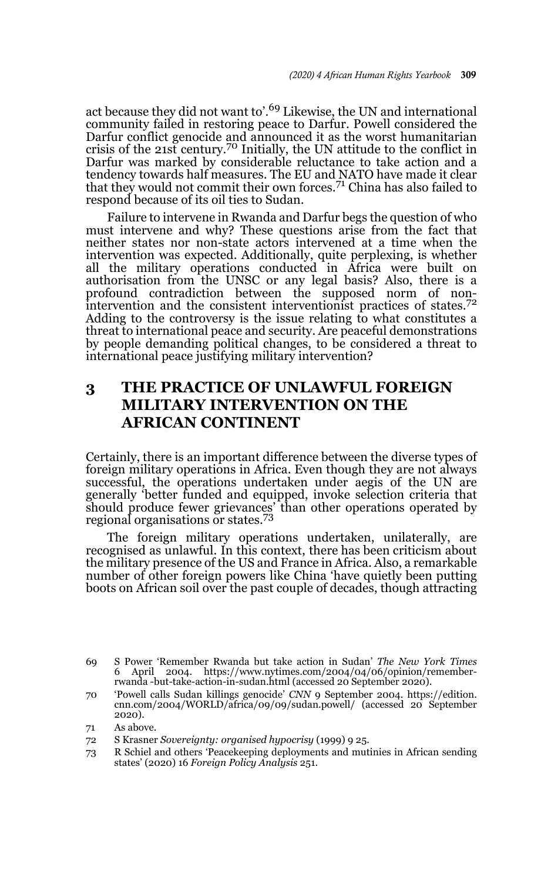act because they did not want to'.[69] Likewise, the UN and international community failed in restoring peace to Darfur. Powell considered the Darfur conflict genocide and announced it as the worst humanitarian crisis of the 21st century.[70] Initially, the UN attitude to the conflict in Darfur was marked by considerable reluctance to take action and a tendency towards half measures. The EU and NATO have made it clear that they would not commit their own forces.[71] China has also failed to respond because of its oil ties to Sudan.

Failure to intervene in Rwanda and Darfur begs the question of who must intervene and why? These questions arise from the fact that neither states nor non-state actors intervened at a time when the intervention was expected. Additionally, quite perplexing, is whether all the military operations conducted in Africa were built on authorisation from the UNSC or any legal basis? Also, there is a profound contradiction between the supposed norm of non-intervention and the consistent interventionist practices of states.[72] Adding to the controversy is the issue relating to what constitutes a threat to international peace and security. Are peaceful demonstrations by people demanding political changes, to be considered a threat to international peace justifying military intervention?

## 3 THE PRACTICE OF UNLAWFUL FOREIGN MILITARY INTERVENTION ON THE AFRICAN CONTINENT

Certainly, there is an important difference between the diverse types of foreign military operations in Africa. Even though they are not always successful, the operations undertaken under aegis of the UN are generally 'better funded and equipped, invoke selection criteria that should produce fewer grievances' than other operations operated by regional organisations or states.[73]

The foreign military operations undertaken, unilaterally, are recognised as unlawful. In this context, there has been criticism about the military presence of the US and France in Africa. Also, a remarkable number of other foreign powers like China 'have quietly been putting boots on African soil over the past couple of decades, though attracting

---

69 S Power 'Remember Rwanda but take action in Sudan' *The New York Times* 6 April 2004. https://www.nytimes.com/2004/04/06/opinion/remember-rwanda -but-take-action-in-sudan.html (accessed 20 September 2020).

70 'Powell calls Sudan killings genocide' *CNN* 9 September 2004. https://edition.cnn.com/2004/WORLD/africa/09/09/sudan.powell/ (accessed 20 September 2020).

71 As above.

72 S Krasner *Sovereignty: organised hypocrisy* (1999) 9 25.

73 R Schiel and others 'Peacekeeping deployments and mutinies in African sending states' (2020) 16 *Foreign Policy Analysis* 251.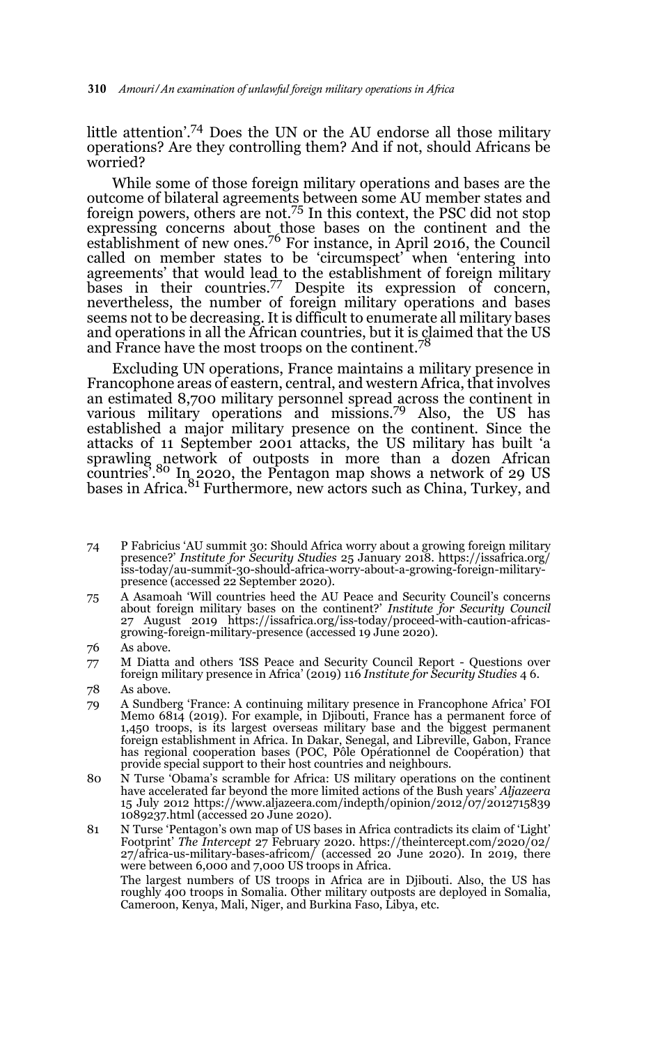little attention'.[74] Does the UN or the AU endorse all those military operations? Are they controlling them? And if not, should Africans be worried?

While some of those foreign military operations and bases are the outcome of bilateral agreements between some AU member states and foreign powers, others are not.[75] In this context, the PSC did not stop expressing concerns about those bases on the continent and the establishment of new ones.[76] For instance, in April 2016, the Council called on member states to be 'circumspect' when 'entering into agreements' that would lead to the establishment of foreign military bases in their countries.[77] Despite its expression of concern, nevertheless, the number of foreign military operations and bases seems not to be decreasing. It is difficult to enumerate all military bases and operations in all the African countries, but it is claimed that the US and France have the most troops on the continent.[78]

Excluding UN operations, France maintains a military presence in Francophone areas of eastern, central, and western Africa, that involves an estimated 8,700 military personnel spread across the continent in various military operations and missions.[79] Also, the US has established a major military presence on the continent. Since the attacks of 11 September 2001 attacks, the US military has built 'a sprawling network of outposts in more than a dozen African countries'.[80] In 2020, the Pentagon map shows a network of 29 US bases in Africa.[81] Furthermore, new actors such as China, Turkey, and

---

74 P Fabricius 'AU summit 30: Should Africa worry about a growing foreign military presence?' *Institute for Security Studies* 25 January 2018. https://issafrica.org/iss-today/au-summit-30-should-africa-worry-about-a-growing-foreign-military-presence (accessed 22 September 2020).

75 A Asamoah 'Will countries heed the AU Peace and Security Council's concerns about foreign military bases on the continent?' *Institute for Security Council* 27 August 2019 https://issafrica.org/iss-today/proceed-with-caution-africas-growing-foreign-military-presence (accessed 19 June 2020).

76 As above.

77 M Diatta and others 'ISS Peace and Security Council Report - Questions over foreign military presence in Africa' (2019) 116 *Institute for Security Studies* 4 6.

78 As above.

79 A Sundberg 'France: A continuing military presence in Francophone Africa' FOI Memo 6814 (2019). For example, in Djibouti, France has a permanent force of 1,450 troops, is its largest overseas military base and the biggest permanent foreign establishment in Africa. In Dakar, Senegal, and Libreville, Gabon, France has regional cooperation bases (POC, Pôle Opérationnel de Coopération) that provide special support to their host countries and neighbours.

80 N Turse 'Obama's scramble for Africa: US military operations on the continent have accelerated far beyond the more limited actions of the Bush years' *Aljazeera* 15 July 2012 https://www.aljazeera.com/indepth/opinion/2012/07/2012715839 1089237.html (accessed 20 June 2020).

81 N Turse 'Pentagon's own map of US bases in Africa contradicts its claim of 'Light' Footprint' *The Intercept* 27 February 2020. https://theintercept.com/2020/02/27/africa-us-military-bases-africom/ (accessed 20 June 2020). In 2019, there were between 6,000 and 7,000 US troops in Africa.
The largest numbers of US troops in Africa are in Djibouti. Also, the US has roughly 400 troops in Somalia. Other military outposts are deployed in Somalia, Cameroon, Kenya, Mali, Niger, and Burkina Faso, Libya, etc.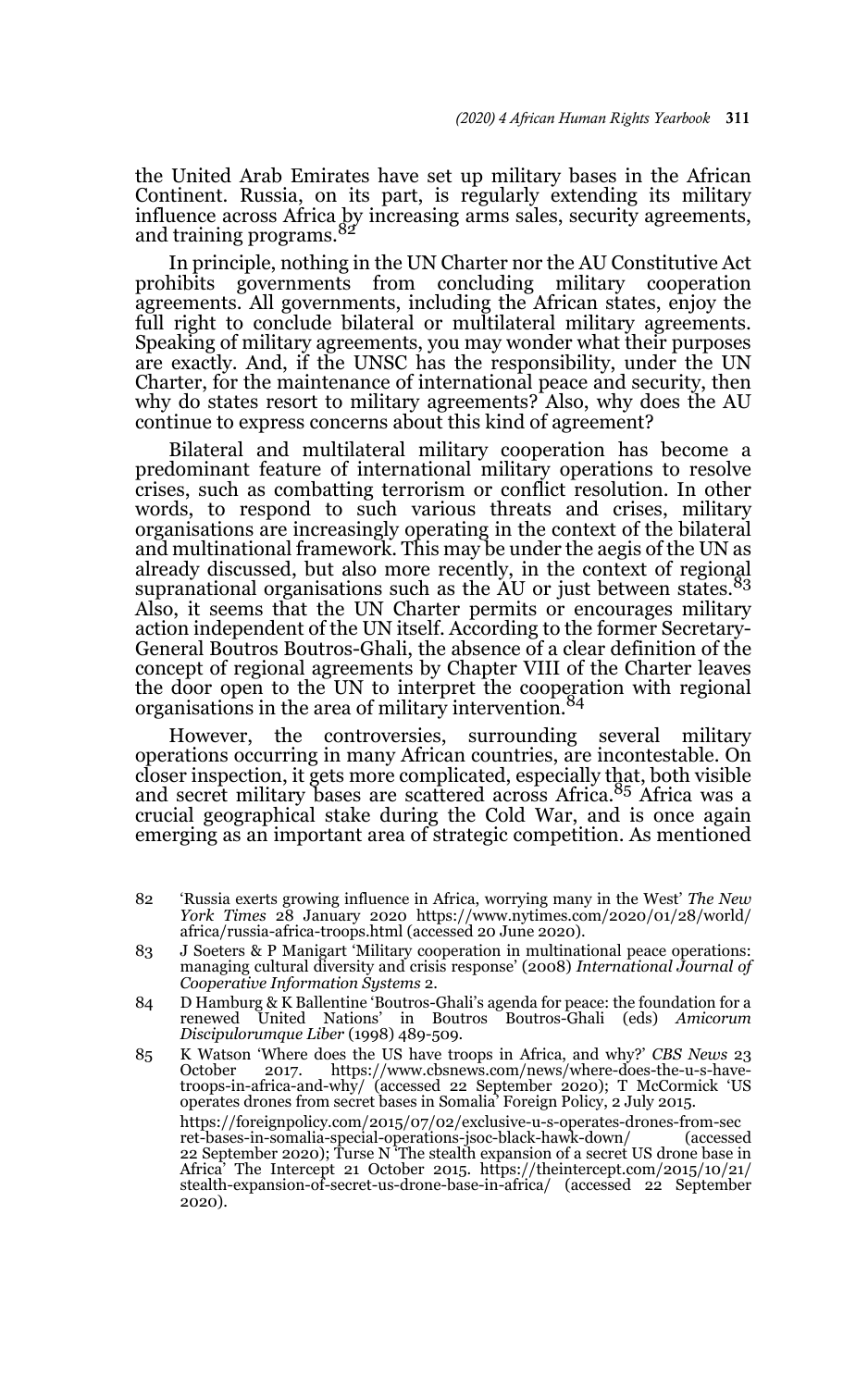the United Arab Emirates have set up military bases in the African Continent. Russia, on its part, is regularly extending its military influence across Africa by increasing arms sales, security agreements, and training programs.[82]

In principle, nothing in the UN Charter nor the AU Constitutive Act prohibits governments from concluding military cooperation agreements. All governments, including the African states, enjoy the full right to conclude bilateral or multilateral military agreements. Speaking of military agreements, you may wonder what their purposes are exactly. And, if the UNSC has the responsibility, under the UN Charter, for the maintenance of international peace and security, then why do states resort to military agreements? Also, why does the AU continue to express concerns about this kind of agreement?

Bilateral and multilateral military cooperation has become a predominant feature of international military operations to resolve crises, such as combatting terrorism or conflict resolution. In other words, to respond to such various threats and crises, military organisations are increasingly operating in the context of the bilateral and multinational framework. This may be under the aegis of the UN as already discussed, but also more recently, in the context of regional supranational organisations such as the AU or just between states.[83] Also, it seems that the UN Charter permits or encourages military action independent of the UN itself. According to the former Secretary-General Boutros Boutros-Ghali, the absence of a clear definition of the concept of regional agreements by Chapter VIII of the Charter leaves the door open to the UN to interpret the cooperation with regional organisations in the area of military intervention.[84]

However, the controversies, surrounding several military operations occurring in many African countries, are incontestable. On closer inspection, it gets more complicated, especially that, both visible and secret military bases are scattered across Africa.[85] Africa was a crucial geographical stake during the Cold War, and is once again emerging as an important area of strategic competition. As mentioned

---

82 'Russia exerts growing influence in Africa, worrying many in the West' *The New York Times* 28 January 2020 https://www.nytimes.com/2020/01/28/world/africa/russia-africa-troops.html (accessed 20 June 2020).

83 J Soeters & P Manigart 'Military cooperation in multinational peace operations: managing cultural diversity and crisis response' (2008) *International Journal of Cooperative Information Systems* 2.

84 D Hamburg & K Ballentine 'Boutros-Ghali's agenda for peace: the foundation for a renewed United Nations' in Boutros Boutros-Ghali (eds) *Amicorum Discipulorumque Liber* (1998) 489-509.

85 K Watson 'Where does the US have troops in Africa, and why?' *CBS News* 23 October 2017. https://www.cbsnews.com/news/where-does-the-u-s-have-troops-in-africa-and-why/ (accessed 22 September 2020); T McCormick 'US operates drones from secret bases in Somalia' Foreign Policy, 2 July 2015. https://foreignpolicy.com/2015/07/02/exclusive-u-s-operates-drones-from-secret-bases-in-somalia-special-operations-jsoc-black-hawk-down/ (accessed 22 September 2020); Turse N 'The stealth expansion of a secret US drone base in Africa' The Intercept 21 October 2015. https://theintercept.com/2015/10/21/stealth-expansion-of-secret-us-drone-base-in-africa/ (accessed 22 September 2020).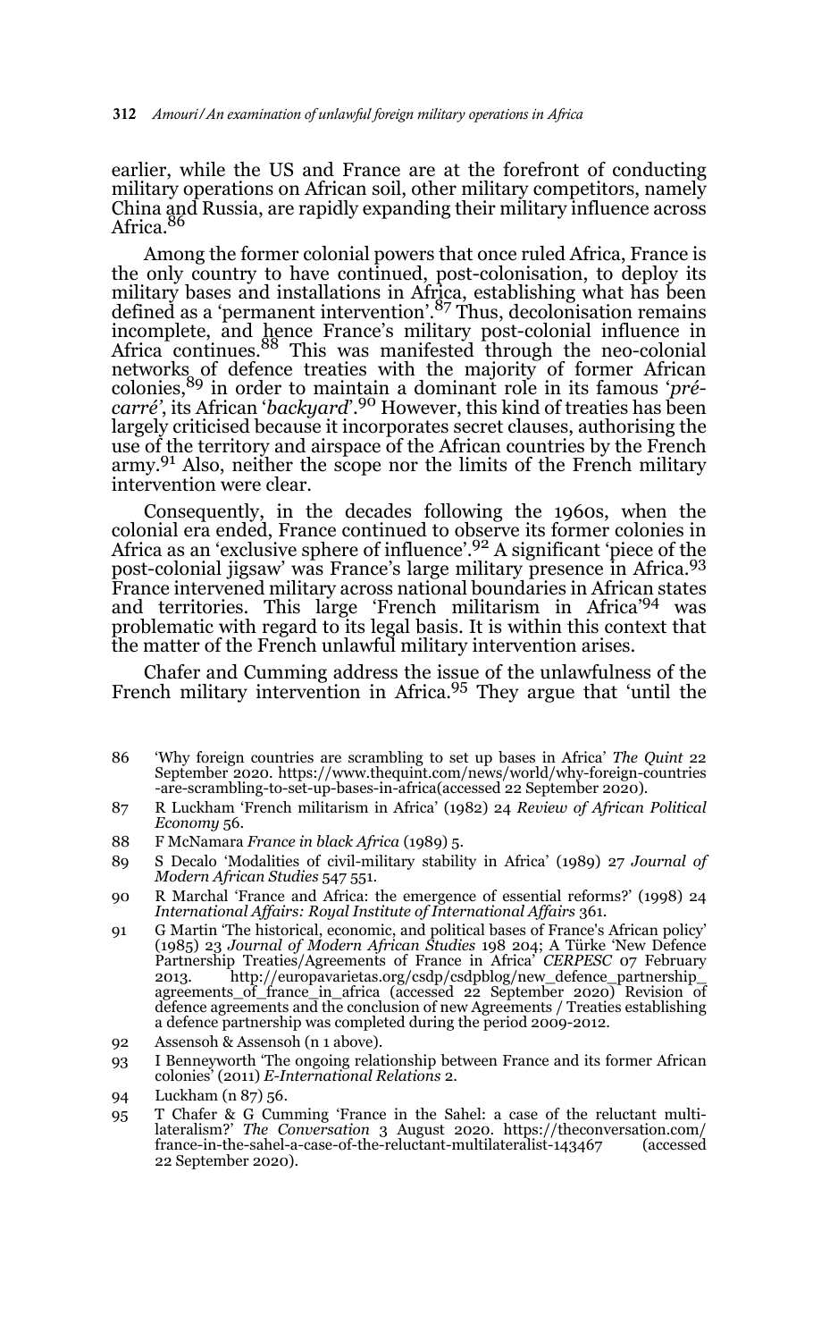earlier, while the US and France are at the forefront of conducting military operations on African soil, other military competitors, namely China and Russia, are rapidly expanding their military influence across Africa.[86]

Among the former colonial powers that once ruled Africa, France is the only country to have continued, post-colonisation, to deploy its military bases and installations in Africa, establishing what has been defined as a 'permanent intervention'.[87] Thus, decolonisation remains incomplete, and hence France's military post-colonial influence in Africa continues.[88] This was manifested through the neo-colonial networks of defence treaties with the majority of former African colonies,[89] in order to maintain a dominant role in its famous '*pré-carré*', its African '*backyard*'.[90] However, this kind of treaties has been largely criticised because it incorporates secret clauses, authorising the use of the territory and airspace of the African countries by the French army.[91] Also, neither the scope nor the limits of the French military intervention were clear.

Consequently, in the decades following the 1960s, when the colonial era ended, France continued to observe its former colonies in Africa as an 'exclusive sphere of influence'.[92] A significant 'piece of the post-colonial jigsaw' was France's large military presence in Africa.[93] France intervened military across national boundaries in African states and territories. This large 'French militarism in Africa'[94] was problematic with regard to its legal basis. It is within this context that the matter of the French unlawful military intervention arises.

Chafer and Cumming address the issue of the unlawfulness of the French military intervention in Africa.[95] They argue that 'until the

---

86 'Why foreign countries are scrambling to set up bases in Africa' *The Quint* 22 September 2020. https://www.thequint.com/news/world/why-foreign-countries-are-scrambling-to-set-up-bases-in-africa(accessed 22 September 2020).

87 R Luckham 'French militarism in Africa' (1982) 24 *Review of African Political Economy* 56.

88 F McNamara *France in black Africa* (1989) 5.

89 S Decalo 'Modalities of civil-military stability in Africa' (1989) 27 *Journal of Modern African Studies* 547 551.

90 R Marchal 'France and Africa: the emergence of essential reforms?' (1998) 24 *International Affairs: Royal Institute of International Affairs* 361.

91 G Martin 'The historical, economic, and political bases of France's African policy' (1985) 23 *Journal of Modern African Studies* 198 204; A Türke 'New Defence Partnership Treaties/Agreements of France in Africa' *CERPESC* 07 February 2013. http://europavarietas.org/csdp/csdpblog/new_defence_partnership_agreements_of_france_in_africa (accessed 22 September 2020) Revision of defence agreements and the conclusion of new Agreements / Treaties establishing a defence partnership was completed during the period 2009-2012.

92 Assensoh & Assensoh (n 1 above).

93 I Benneyworth 'The ongoing relationship between France and its former African colonies' (2011) *E-International Relations* 2.

94 Luckham (n 87) 56.

95 T Chafer & G Cumming 'France in the Sahel: a case of the reluctant multi-lateralism?' *The Conversation* 3 August 2020. https://theconversation.com/france-in-the-sahel-a-case-of-the-reluctant-multilateralist-143467 (accessed 22 September 2020).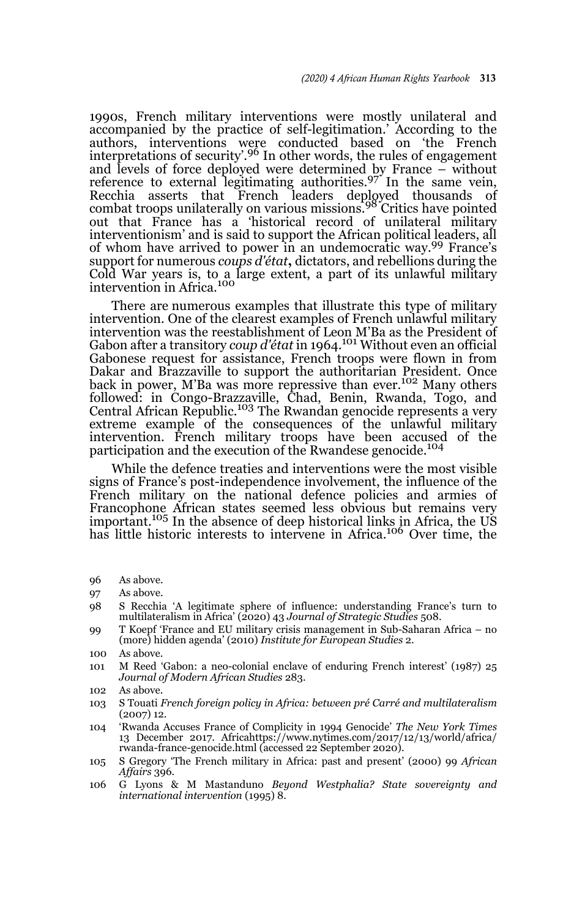1990s, French military interventions were mostly unilateral and accompanied by the practice of self-legitimation.' According to the authors, interventions were conducted based on 'the French interpretations of security'.[96] In other words, the rules of engagement and levels of force deployed were determined by France – without reference to external legitimating authorities.[97] In the same vein, Recchia asserts that French leaders deployed thousands of combat troops unilaterally on various missions.[98] Critics have pointed out that France has a 'historical record of unilateral military interventionism' and is said to support the African political leaders, all of whom have arrived to power in an undemocratic way.[99] France's support for numerous *coups d'état***,** dictators, and rebellions during the Cold War years is, to a large extent, a part of its unlawful military intervention in Africa.[100]

There are numerous examples that illustrate this type of military intervention. One of the clearest examples of French unlawful military intervention was the reestablishment of Leon M'Ba as the President of Gabon after a transitory *coup d'état* in 1964.[101] Without even an official Gabonese request for assistance, French troops were flown in from Dakar and Brazzaville to support the authoritarian President. Once back in power, M'Ba was more repressive than ever.[102] Many others followed: in Congo-Brazzaville, Chad, Benin, Rwanda, Togo, and Central African Republic.[103] The Rwandan genocide represents a very extreme example of the consequences of the unlawful military intervention. French military troops have been accused of the participation and the execution of the Rwandese genocide.[104]

While the defence treaties and interventions were the most visible signs of France's post-independence involvement, the influence of the French military on the national defence policies and armies of Francophone African states seemed less obvious but remains very important.[105] In the absence of deep historical links in Africa, the US has little historic interests to intervene in Africa.[106] Over time, the

96 As above.

97 As above.

98 S Recchia 'A legitimate sphere of influence: understanding France's turn to multilateralism in Africa' (2020) 43 *Journal of Strategic Studies* 508.

99 T Koepf 'France and EU military crisis management in Sub-Saharan Africa – no (more) hidden agenda' (2010) *Institute for European Studies* 2.

100 As above.

101 M Reed 'Gabon: a neo-colonial enclave of enduring French interest' (1987) 25 *Journal of Modern African Studies* 283.

102 As above.

103 S Touati *French foreign policy in Africa: between pré Carré and multilateralism* (2007) 12.

104 'Rwanda Accuses France of Complicity in 1994 Genocide' *The New York Times* 13 December 2017. Africahttps://www.nytimes.com/2017/12/13/world/africa/rwanda-france-genocide.html (accessed 22 September 2020).

105 S Gregory 'The French military in Africa: past and present' (2000) 99 *African Affairs* 396.

106 G Lyons & M Mastanduno *Beyond Westphalia? State sovereignty and international intervention* (1995) 8.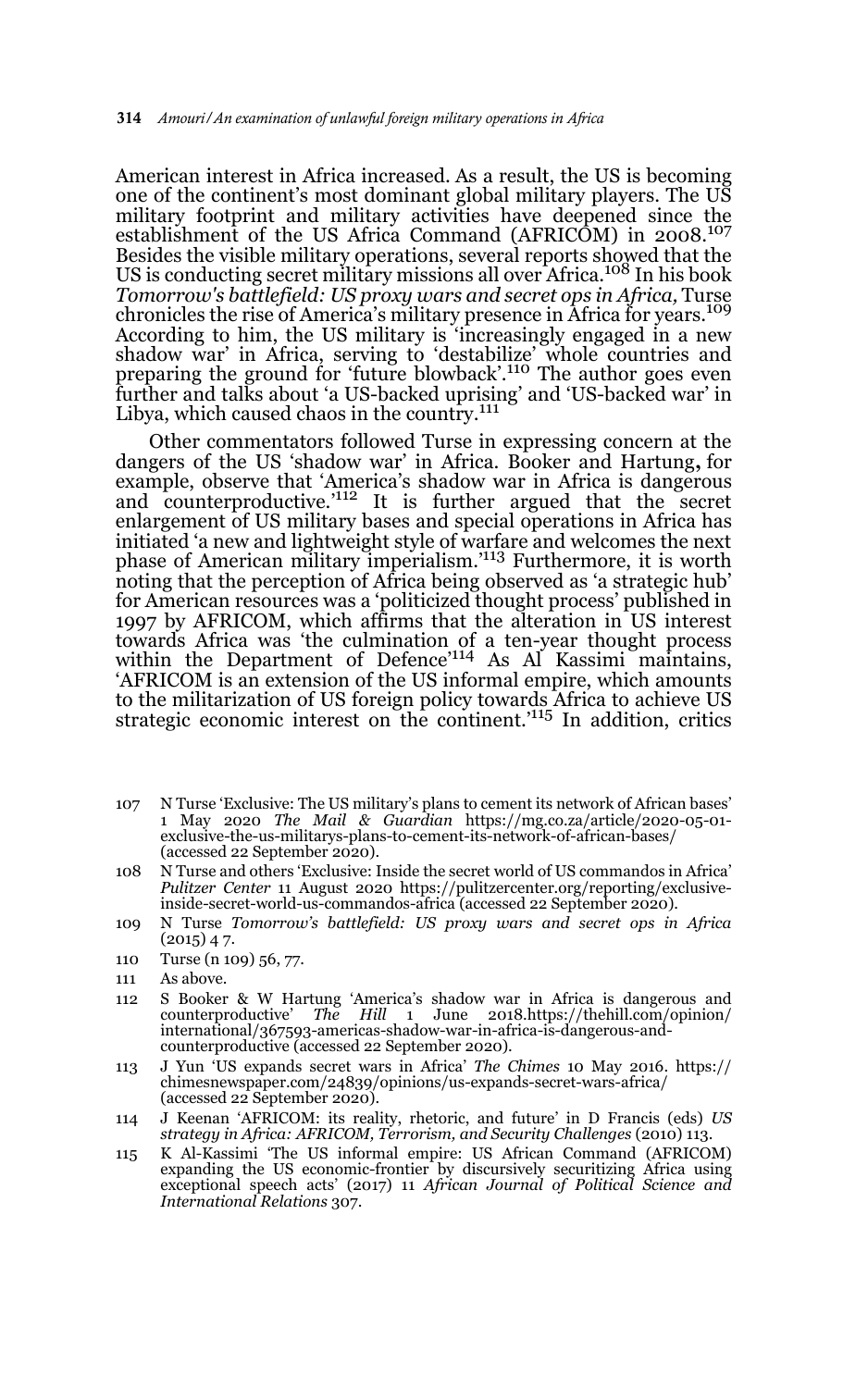American interest in Africa increased. As a result, the US is becoming one of the continent's most dominant global military players. The US military footprint and military activities have deepened since the establishment of the US Africa Command (AFRICOM) in 2008.[107] Besides the visible military operations, several reports showed that the US is conducting secret military missions all over Africa.[108] In his book *Tomorrow's battlefield: US proxy wars and secret ops in Africa,* Turse chronicles the rise of America's military presence in Africa for years.[109] According to him, the US military is 'increasingly engaged in a new shadow war' in Africa, serving to 'destabilize' whole countries and preparing the ground for 'future blowback'.[110] The author goes even further and talks about 'a US-backed uprising' and 'US-backed war' in Libya, which caused chaos in the country.[111]

Other commentators followed Turse in expressing concern at the dangers of the US 'shadow war' in Africa. Booker and Hartung**,** for example, observe that 'America's shadow war in Africa is dangerous and counterproductive.'[112] It is further argued that the secret enlargement of US military bases and special operations in Africa has initiated 'a new and lightweight style of warfare and welcomes the next phase of American military imperialism.'[113] Furthermore, it is worth noting that the perception of Africa being observed as 'a strategic hub' for American resources was a 'politicized thought process' published in 1997 by AFRICOM, which affirms that the alteration in US interest towards Africa was 'the culmination of a ten-year thought process within the Department of Defence'[114] As Al Kassimi maintains, 'AFRICOM is an extension of the US informal empire, which amounts to the militarization of US foreign policy towards Africa to achieve US strategic economic interest on the continent.'[115] In addition, critics

107 N Turse 'Exclusive: The US military's plans to cement its network of African bases' 1 May 2020 *The Mail & Guardian* https://mg.co.za/article/2020-05-01-exclusive-the-us-militarys-plans-to-cement-its-network-of-african-bases/ (accessed 22 September 2020).

108 N Turse and others 'Exclusive: Inside the secret world of US commandos in Africa' *Pulitzer Center* 11 August 2020 https://pulitzercenter.org/reporting/exclusive-inside-secret-world-us-commandos-africa (accessed 22 September 2020).

109 N Turse *Tomorrow's battlefield: US proxy wars and secret ops in Africa* (2015) 4 7.

110 Turse (n 109) 56, 77.

111 As above.

112 S Booker & W Hartung 'America's shadow war in Africa is dangerous and counterproductive' *The Hill* 1 June 2018.https://thehill.com/opinion/international/367593-americas-shadow-war-in-africa-is-dangerous-and-counterproductive (accessed 22 September 2020).

113 J Yun 'US expands secret wars in Africa' *The Chimes* 10 May 2016. https://chimesnewspaper.com/24839/opinions/us-expands-secret-wars-africa/ (accessed 22 September 2020).

114 J Keenan 'AFRICOM: its reality, rhetoric, and future' in D Francis (eds) *US strategy in Africa: AFRICOM, Terrorism, and Security Challenges* (2010) 113.

115 K Al-Kassimi 'The US informal empire: US African Command (AFRICOM) expanding the US economic-frontier by discursively securitizing Africa using exceptional speech acts' (2017) 11 *African Journal of Political Science and International Relations* 307.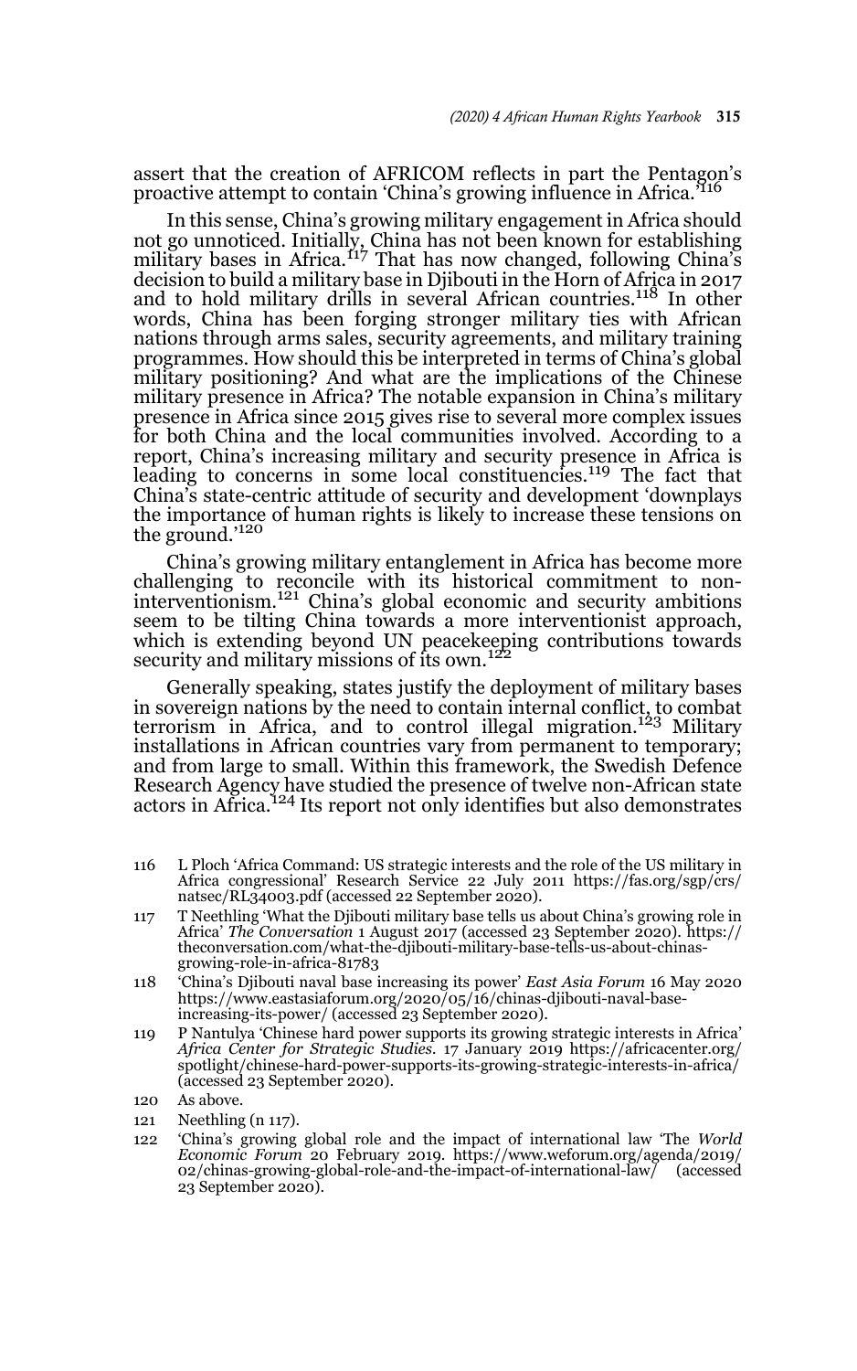assert that the creation of AFRICOM reflects in part the Pentagon's proactive attempt to contain 'China's growing influence in Africa.'[116]

In this sense, China's growing military engagement in Africa should not go unnoticed. Initially, China has not been known for establishing military bases in Africa.[117] That has now changed, following China's decision to build a military base in Djibouti in the Horn of Africa in 2017 and to hold military drills in several African countries.[118] In other words, China has been forging stronger military ties with African nations through arms sales, security agreements, and military training programmes. How should this be interpreted in terms of China's global military positioning? And what are the implications of the Chinese military presence in Africa? The notable expansion in China's military presence in Africa since 2015 gives rise to several more complex issues for both China and the local communities involved. According to a report, China's increasing military and security presence in Africa is leading to concerns in some local constituencies.[119] The fact that China's state-centric attitude of security and development 'downplays the importance of human rights is likely to increase these tensions on the ground.'[120]

China's growing military entanglement in Africa has become more challenging to reconcile with its historical commitment to non-interventionism.[121] China's global economic and security ambitions seem to be tilting China towards a more interventionist approach, which is extending beyond UN peacekeeping contributions towards security and military missions of its own.[122]

Generally speaking, states justify the deployment of military bases in sovereign nations by the need to contain internal conflict, to combat terrorism in Africa, and to control illegal migration.[123] Military installations in African countries vary from permanent to temporary; and from large to small. Within this framework, the Swedish Defence Research Agency have studied the presence of twelve non-African state actors in Africa.[124] Its report not only identifies but also demonstrates

---

116 L Ploch 'Africa Command: US strategic interests and the role of the US military in Africa congressional' Research Service 22 July 2011 https://fas.org/sgp/crs/natsec/RL34003.pdf (accessed 22 September 2020).

117 T Neethling 'What the Djibouti military base tells us about China's growing role in Africa' *The Conversation* 1 August 2017 (accessed 23 September 2020). https://theconversation.com/what-the-djibouti-military-base-tells-us-about-chinas-growing-role-in-africa-81783

118 'China's Djibouti naval base increasing its power' *East Asia Forum* 16 May 2020 https://www.eastasiaforum.org/2020/05/16/chinas-djibouti-naval-base-increasing-its-power/ (accessed 23 September 2020).

119 P Nantulya 'Chinese hard power supports its growing strategic interests in Africa' *Africa Center for Strategic Studies*. 17 January 2019 https://africacenter.org/spotlight/chinese-hard-power-supports-its-growing-strategic-interests-in-africa/ (accessed 23 September 2020).

120 As above.

121 Neethling (n 117).

122 'China's growing global role and the impact of international law 'The *World Economic Forum* 20 February 2019. https://www.weforum.org/agenda/2019/02/chinas-growing-global-role-and-the-impact-of-international-law/ (accessed 23 September 2020).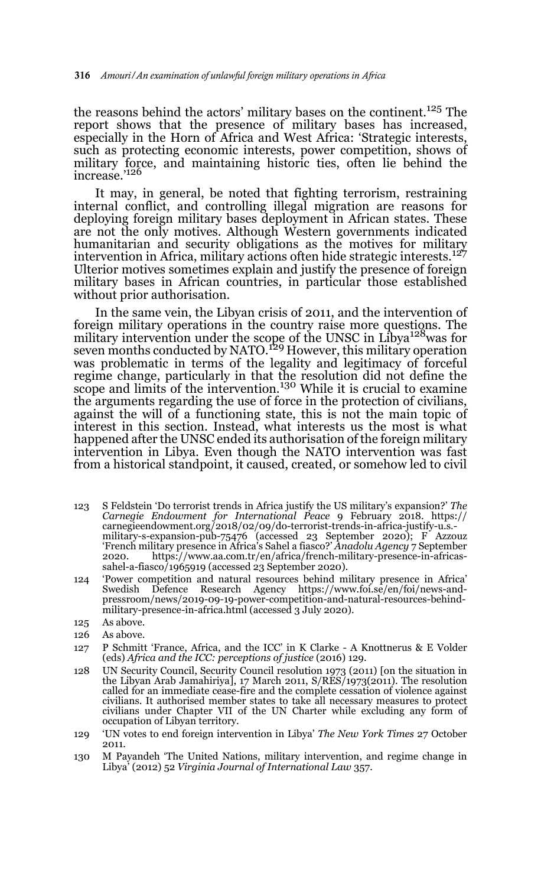the reasons behind the actors' military bases on the continent.[125] The report shows that the presence of military bases has increased, especially in the Horn of Africa and West Africa: 'Strategic interests, such as protecting economic interests, power competition, shows of military force, and maintaining historic ties, often lie behind the increase.'[126]

It may, in general, be noted that fighting terrorism, restraining internal conflict, and controlling illegal migration are reasons for deploying foreign military bases deployment in African states. These are not the only motives. Although Western governments indicated humanitarian and security obligations as the motives for military intervention in Africa, military actions often hide strategic interests.[127] Ulterior motives sometimes explain and justify the presence of foreign military bases in African countries, in particular those established without prior authorisation.

In the same vein, the Libyan crisis of 2011, and the intervention of foreign military operations in the country raise more questions. The military intervention under the scope of the UNSC in Libya[128]was for seven months conducted by NATO.[129] However, this military operation was problematic in terms of the legality and legitimacy of forceful regime change, particularly in that the resolution did not define the scope and limits of the intervention.[130] While it is crucial to examine the arguments regarding the use of force in the protection of civilians, against the will of a functioning state, this is not the main topic of interest in this section. Instead, what interests us the most is what happened after the UNSC ended its authorisation of the foreign military intervention in Libya. Even though the NATO intervention was fast from a historical standpoint, it caused, created, or somehow led to civil

123 S Feldstein 'Do terrorist trends in Africa justify the US military's expansion?' *The Carnegie Endowment for International Peace* 9 February 2018. https://carnegieendowment.org/2018/02/09/do-terrorist-trends-in-africa-justify-u.s.-military-s-expansion-pub-75476 (accessed 23 September 2020); F Azzouz 'French military presence in Africa's Sahel a fiasco?' *Anadolu Agency* 7 September 2020. https://www.aa.com.tr/en/africa/french-military-presence-in-africas-sahel-a-fiasco/1965919 (accessed 23 September 2020).

124 'Power competition and natural resources behind military presence in Africa' Swedish Defence Research Agency https://www.foi.se/en/foi/news-and-pressroom/news/2019-09-19-power-competition-and-natural-resources-behind-military-presence-in-africa.html (accessed 3 July 2020).

125 As above.

126 As above.

127 P Schmitt 'France, Africa, and the ICC' in K Clarke - A Knottnerus & E Volder (eds) *Africa and the ICC: perceptions of justice* (2016) 129.

128 UN Security Council, Security Council resolution 1973 (2011) [on the situation in the Libyan Arab Jamahiriya], 17 March 2011, S/RES/1973(2011). The resolution called for an immediate cease-fire and the complete cessation of violence against civilians. It authorised member states to take all necessary measures to protect civilians under Chapter VII of the UN Charter while excluding any form of occupation of Libyan territory.

129 'UN votes to end foreign intervention in Libya' *The New York Times* 27 October 2011.

130 M Payandeh 'The United Nations, military intervention, and regime change in Libya' (2012) 52 *Virginia Journal of International Law* 357.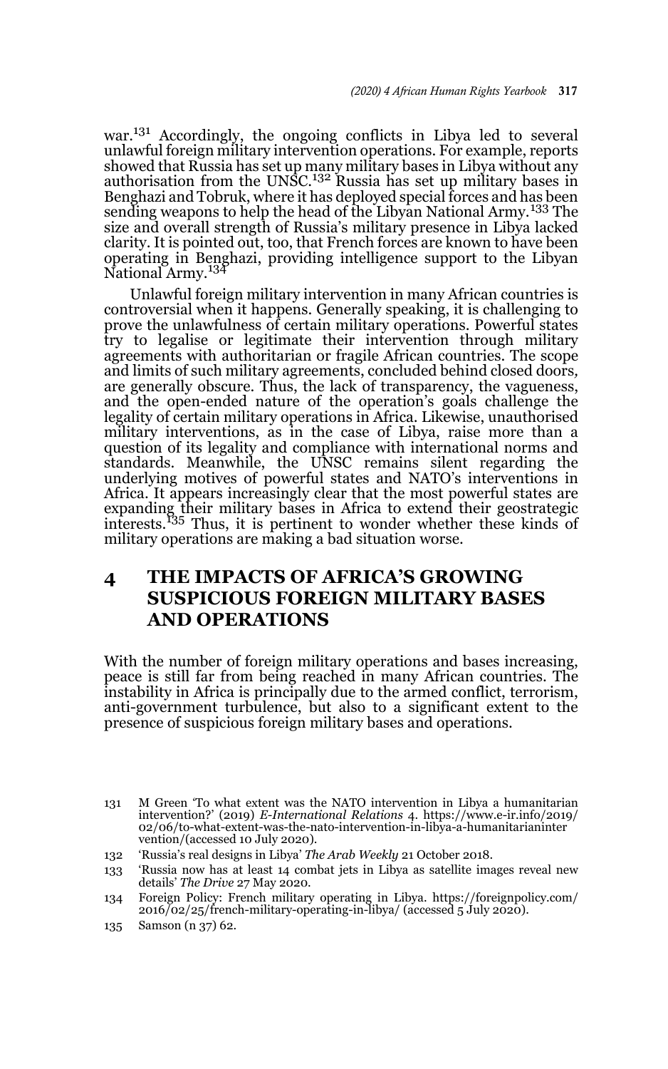war.[131] Accordingly, the ongoing conflicts in Libya led to several unlawful foreign military intervention operations. For example, reports showed that Russia has set up many military bases in Libya without any authorisation from the UNSC.[132] Russia has set up military bases in Benghazi and Tobruk, where it has deployed special forces and has been sending weapons to help the head of the Libyan National Army.[133] The size and overall strength of Russia's military presence in Libya lacked clarity. It is pointed out, too, that French forces are known to have been operating in Benghazi, providing intelligence support to the Libyan National Army.[134]

Unlawful foreign military intervention in many African countries is controversial when it happens. Generally speaking, it is challenging to prove the unlawfulness of certain military operations. Powerful states try to legalise or legitimate their intervention through military agreements with authoritarian or fragile African countries. The scope and limits of such military agreements, concluded behind closed doors, are generally obscure. Thus, the lack of transparency, the vagueness, and the open-ended nature of the operation's goals challenge the legality of certain military operations in Africa. Likewise, unauthorised military interventions, as in the case of Libya, raise more than a question of its legality and compliance with international norms and standards. Meanwhile, the UNSC remains silent regarding the underlying motives of powerful states and NATO's interventions in Africa. It appears increasingly clear that the most powerful states are expanding their military bases in Africa to extend their geostrategic interests.[135] Thus, it is pertinent to wonder whether these kinds of military operations are making a bad situation worse.

## 4 THE IMPACTS OF AFRICA'S GROWING SUSPICIOUS FOREIGN MILITARY BASES AND OPERATIONS

With the number of foreign military operations and bases increasing, peace is still far from being reached in many African countries. The instability in Africa is principally due to the armed conflict, terrorism, anti-government turbulence, but also to a significant extent to the presence of suspicious foreign military bases and operations.

---

131 M Green 'To what extent was the NATO intervention in Libya a humanitarian intervention?' (2019) *E-International Relations* 4. https://www.e-ir.info/2019/02/06/to-what-extent-was-the-nato-intervention-in-libya-a-humanitarianintervention/(accessed 10 July 2020).

132 'Russia's real designs in Libya' *The Arab Weekly* 21 October 2018.

133 'Russia now has at least 14 combat jets in Libya as satellite images reveal new details' *The Drive* 27 May 2020.

134 Foreign Policy: French military operating in Libya. https://foreignpolicy.com/2016/02/25/french-military-operating-in-libya/ (accessed 5 July 2020).

135 Samson (n 37) 62.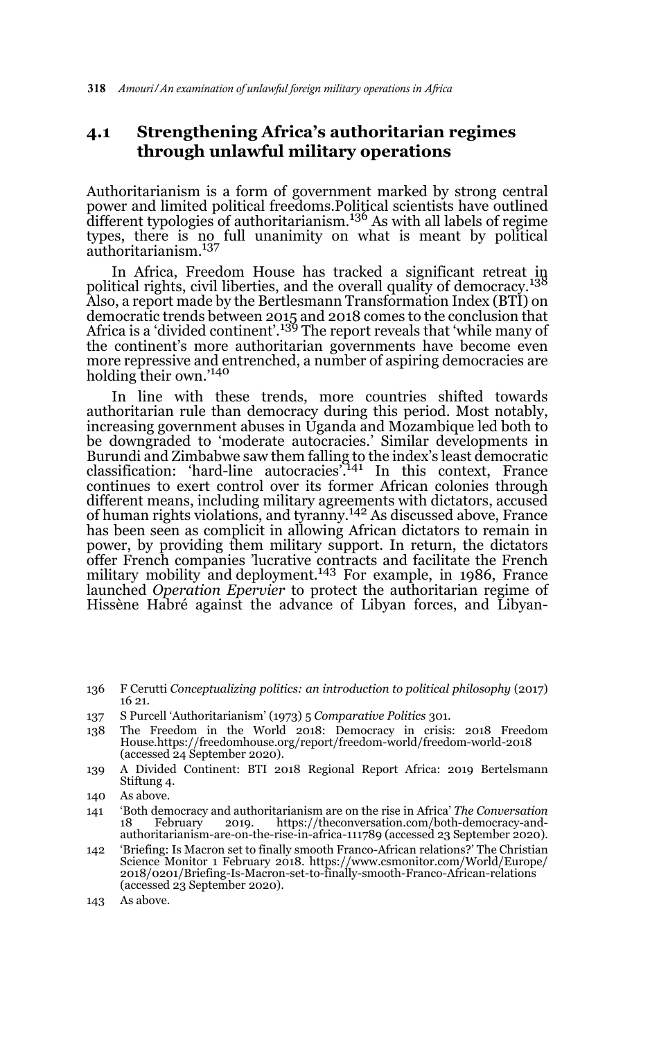## 4.1 Strengthening Africa's authoritarian regimes through unlawful military operations

Authoritarianism is a form of government marked by strong central power and limited political freedoms.Political scientists have outlined different typologies of authoritarianism.[136] As with all labels of regime types, there is no full unanimity on what is meant by political authoritarianism.[137]

In Africa, Freedom House has tracked a significant retreat in political rights, civil liberties, and the overall quality of democracy.[138] Also, a report made by the Bertlesmann Transformation Index (BTI) on democratic trends between 2015 and 2018 comes to the conclusion that Africa is a 'divided continent'.[139] The report reveals that 'while many of the continent's more authoritarian governments have become even more repressive and entrenched, a number of aspiring democracies are holding their own.'[140]

In line with these trends, more countries shifted towards authoritarian rule than democracy during this period. Most notably, increasing government abuses in Uganda and Mozambique led both to be downgraded to 'moderate autocracies.' Similar developments in Burundi and Zimbabwe saw them falling to the index's least democratic classification: 'hard-line autocracies'.[141] In this context, France continues to exert control over its former African colonies through different means, including military agreements with dictators, accused of human rights violations, and tyranny.[142] As discussed above, France has been seen as complicit in allowing African dictators to remain in power, by providing them military support. In return, the dictators offer French companies 'lucrative contracts and facilitate the French military mobility and deployment.[143] For example, in 1986, France launched *Operation Epervier* to protect the authoritarian regime of Hissène Habré against the advance of Libyan forces, and Libyan-

136 F Cerutti *Conceptualizing politics: an introduction to political philosophy* (2017) 16 21.

137 S Purcell 'Authoritarianism' (1973) 5 *Comparative Politics* 301.

138 The Freedom in the World 2018: Democracy in crisis: 2018 Freedom House.https://freedomhouse.org/report/freedom-world/freedom-world-2018 (accessed 24 September 2020).

139 A Divided Continent: BTI 2018 Regional Report Africa: 2019 Bertelsmann Stiftung 4.

140 As above.

141 'Both democracy and authoritarianism are on the rise in Africa' *The Conversation* 18 February 2019. https://theconversation.com/both-democracy-and-authoritarianism-are-on-the-rise-in-africa-111789 (accessed 23 September 2020).

142 'Briefing: Is Macron set to finally smooth Franco-African relations?' The Christian Science Monitor 1 February 2018. https://www.csmonitor.com/World/Europe/2018/0201/Briefing-Is-Macron-set-to-finally-smooth-Franco-African-relations (accessed 23 September 2020).

143 As above.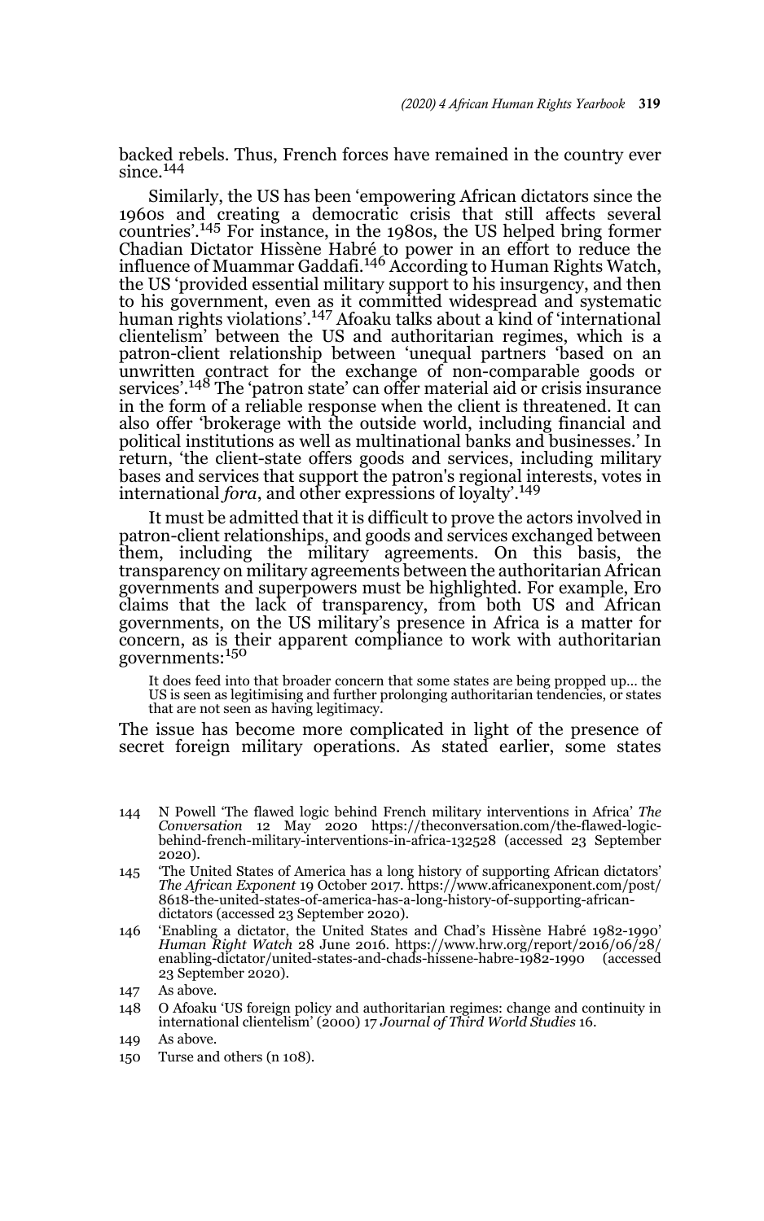backed rebels. Thus, French forces have remained in the country ever since.[144]

Similarly, the US has been 'empowering African dictators since the 1960s and creating a democratic crisis that still affects several countries'.[145] For instance, in the 1980s, the US helped bring former Chadian Dictator Hissène Habré to power in an effort to reduce the influence of Muammar Gaddafi.[146] According to Human Rights Watch, the US 'provided essential military support to his insurgency, and then to his government, even as it committed widespread and systematic human rights violations'.[147] Afoaku talks about a kind of 'international clientelism' between the US and authoritarian regimes, which is a patron-client relationship between 'unequal partners 'based on an unwritten contract for the exchange of non-comparable goods or services'.[148] The 'patron state' can offer material aid or crisis insurance in the form of a reliable response when the client is threatened. It can also offer 'brokerage with the outside world, including financial and political institutions as well as multinational banks and businesses.' In return, 'the client-state offers goods and services, including military bases and services that support the patron's regional interests, votes in international *fora*, and other expressions of loyalty'.[149]

It must be admitted that it is difficult to prove the actors involved in patron-client relationships, and goods and services exchanged between them, including the military agreements. On this basis, the transparency on military agreements between the authoritarian African governments and superpowers must be highlighted. For example, Ero claims that the lack of transparency, from both US and African governments, on the US military's presence in Africa is a matter for concern, as is their apparent compliance to work with authoritarian governments:[150]

> It does feed into that broader concern that some states are being propped up… the US is seen as legitimising and further prolonging authoritarian tendencies, or states that are not seen as having legitimacy.

The issue has become more complicated in light of the presence of secret foreign military operations. As stated earlier, some states

---

144 N Powell 'The flawed logic behind French military interventions in Africa' *The Conversation* 12 May 2020 https://theconversation.com/the-flawed-logic-behind-french-military-interventions-in-africa-132528 (accessed 23 September 2020).

145 'The United States of America has a long history of supporting African dictators' *The African Exponent* 19 October 2017. https://www.africanexponent.com/post/8618-the-united-states-of-america-has-a-long-history-of-supporting-african-dictators (accessed 23 September 2020).

146 'Enabling a dictator, the United States and Chad's Hissène Habré 1982-1990' *Human Right Watch* 28 June 2016. https://www.hrw.org/report/2016/06/28/enabling-dictator/united-states-and-chads-hissene-habre-1982-1990 (accessed 23 September 2020).

147 As above.

148 O Afoaku 'US foreign policy and authoritarian regimes: change and continuity in international clientelism' (2000) 17 *Journal of Third World Studies* 16.

149 As above.

150 Turse and others (n 108).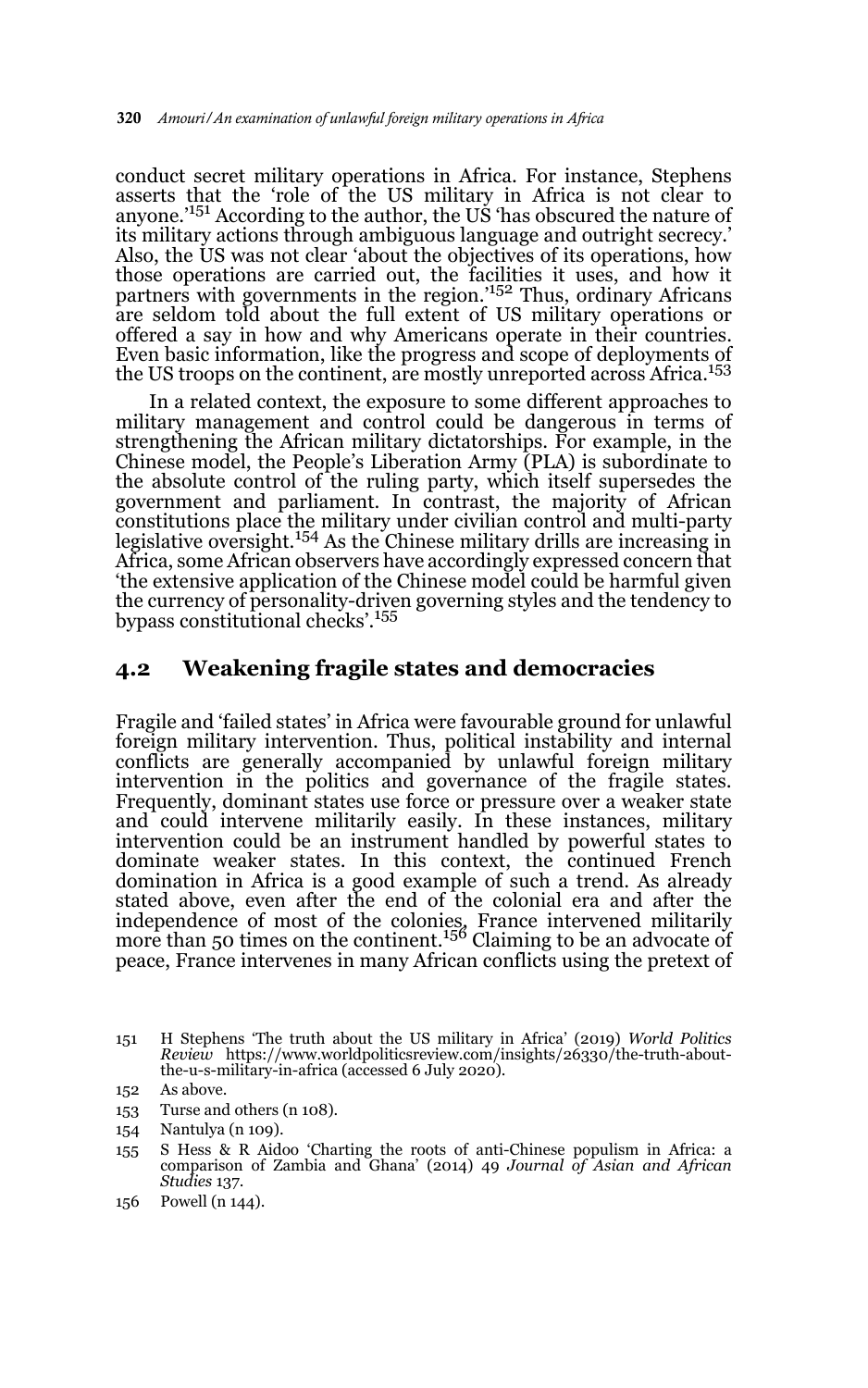conduct secret military operations in Africa. For instance, Stephens asserts that the 'role of the US military in Africa is not clear to anyone.'[151] According to the author, the US 'has obscured the nature of its military actions through ambiguous language and outright secrecy.' Also, the US was not clear 'about the objectives of its operations, how those operations are carried out, the facilities it uses, and how it partners with governments in the region.'[152] Thus, ordinary Africans are seldom told about the full extent of US military operations or offered a say in how and why Americans operate in their countries. Even basic information, like the progress and scope of deployments of the US troops on the continent, are mostly unreported across Africa.[153]

In a related context, the exposure to some different approaches to military management and control could be dangerous in terms of strengthening the African military dictatorships. For example, in the Chinese model, the People's Liberation Army (PLA) is subordinate to the absolute control of the ruling party, which itself supersedes the government and parliament. In contrast, the majority of African constitutions place the military under civilian control and multi-party legislative oversight.[154] As the Chinese military drills are increasing in Africa, some African observers have accordingly expressed concern that 'the extensive application of the Chinese model could be harmful given the currency of personality-driven governing styles and the tendency to bypass constitutional checks'.[155]

## 4.2 Weakening fragile states and democracies

Fragile and 'failed states' in Africa were favourable ground for unlawful foreign military intervention. Thus, political instability and internal conflicts are generally accompanied by unlawful foreign military intervention in the politics and governance of the fragile states. Frequently, dominant states use force or pressure over a weaker state and could intervene militarily easily. In these instances, military intervention could be an instrument handled by powerful states to dominate weaker states. In this context, the continued French domination in Africa is a good example of such a trend. As already stated above, even after the end of the colonial era and after the independence of most of the colonies, France intervened militarily more than 50 times on the continent.[156] Claiming to be an advocate of peace, France intervenes in many African conflicts using the pretext of

151 H Stephens 'The truth about the US military in Africa' (2019) *World Politics Review* https://www.worldpoliticsreview.com/insights/26330/the-truth-about-the-u-s-military-in-africa (accessed 6 July 2020).

152 As above.

153 Turse and others (n 108).

154 Nantulya (n 109).

155 S Hess & R Aidoo 'Charting the roots of anti-Chinese populism in Africa: a comparison of Zambia and Ghana' (2014) 49 *Journal of Asian and African Studies* 137.

156 Powell (n 144).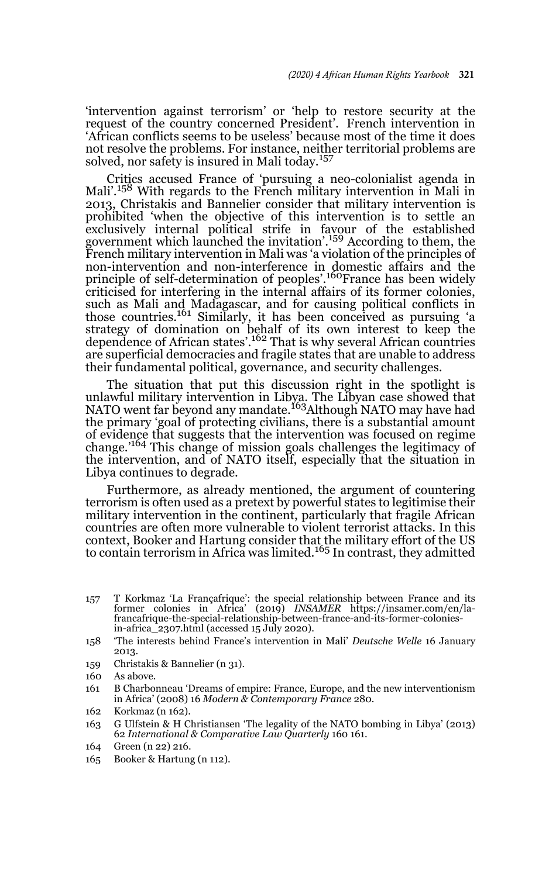'intervention against terrorism' or 'help to restore security at the request of the country concerned President'. French intervention in 'African conflicts seems to be useless' because most of the time it does not resolve the problems. For instance, neither territorial problems are solved, nor safety is insured in Mali today.[157]

Critics accused France of 'pursuing a neo-colonialist agenda in Mali'.[158] With regards to the French military intervention in Mali in 2013, Christakis and Bannelier consider that military intervention is prohibited 'when the objective of this intervention is to settle an exclusively internal political strife in favour of the established government which launched the invitation'.[159] According to them, the French military intervention in Mali was 'a violation of the principles of non-intervention and non-interference in domestic affairs and the principle of self-determination of peoples'.[160]France has been widely criticised for interfering in the internal affairs of its former colonies, such as Mali and Madagascar, and for causing political conflicts in those countries.[161] Similarly, it has been conceived as pursuing 'a strategy of domination on behalf of its own interest to keep the dependence of African states'.[162] That is why several African countries are superficial democracies and fragile states that are unable to address their fundamental political, governance, and security challenges.

The situation that put this discussion right in the spotlight is unlawful military intervention in Libya. The Libyan case showed that NATO went far beyond any mandate.[163]Although NATO may have had the primary 'goal of protecting civilians, there is a substantial amount of evidence that suggests that the intervention was focused on regime change.'[164] This change of mission goals challenges the legitimacy of the intervention, and of NATO itself, especially that the situation in Libya continues to degrade.

Furthermore, as already mentioned, the argument of countering terrorism is often used as a pretext by powerful states to legitimise their military intervention in the continent, particularly that fragile African countries are often more vulnerable to violent terrorist attacks. In this context, Booker and Hartung consider that the military effort of the US to contain terrorism in Africa was limited.[165] In contrast, they admitted

---

157 T Korkmaz 'La Françafrique': the special relationship between France and its former colonies in Africa' (2019) *INSAMER* https://insamer.com/en/la-francafrique-the-special-relationship-between-france-and-its-former-colonies-in-africa_2307.html (accessed 15 July 2020).

158 'The interests behind France's intervention in Mali' *Deutsche Welle* 16 January 2013.

159 Christakis & Bannelier (n 31).

160 As above.

161 B Charbonneau 'Dreams of empire: France, Europe, and the new interventionism in Africa' (2008) 16 *Modern & Contemporary France* 280.

162 Korkmaz (n 162).

163 G Ulfstein & H Christiansen 'The legality of the NATO bombing in Libya' (2013) 62 *International & Comparative Law Quarterly* 160 161.

164 Green (n 22) 216.

165 Booker & Hartung (n 112).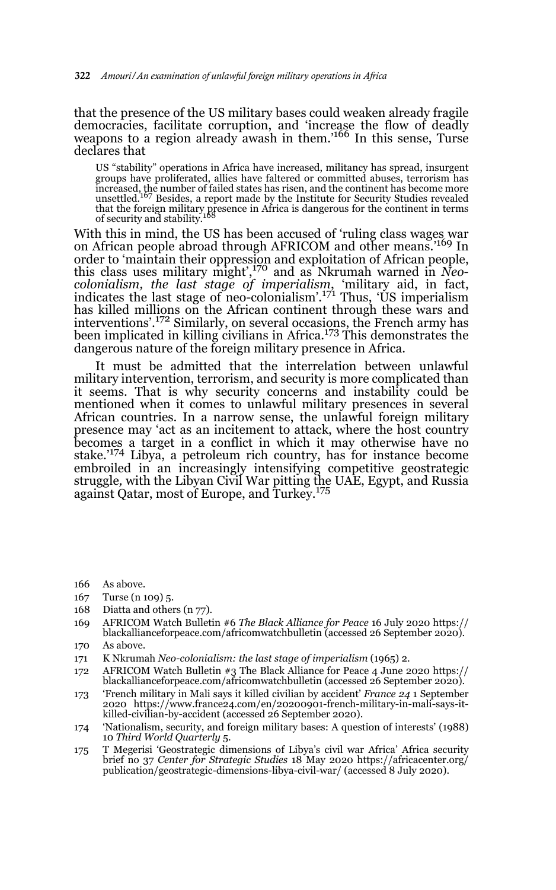that the presence of the US military bases could weaken already fragile democracies, facilitate corruption, and 'increase the flow of deadly weapons to a region already awash in them.'[166] In this sense, Turse declares that

> US "stability" operations in Africa have increased, militancy has spread, insurgent groups have proliferated, allies have faltered or committed abuses, terrorism has increased, the number of failed states has risen, and the continent has become more unsettled.[167] Besides, a report made by the Institute for Security Studies revealed that the foreign military presence in Africa is dangerous for the continent in terms of security and stability.[168]

With this in mind, the US has been accused of 'ruling class wages war on African people abroad through AFRICOM and other means.'[169] In order to 'maintain their oppression and exploitation of African people, this class uses military might',[170] and as Nkrumah warned in *Neo-colonialism, the last stage of imperialism*, 'military aid, in fact, indicates the last stage of neo-colonialism'.[171] Thus, 'US imperialism has killed millions on the African continent through these wars and interventions'.[172] Similarly, on several occasions, the French army has been implicated in killing civilians in Africa.[173] This demonstrates the dangerous nature of the foreign military presence in Africa.

It must be admitted that the interrelation between unlawful military intervention, terrorism, and security is more complicated than it seems. That is why security concerns and instability could be mentioned when it comes to unlawful military presences in several African countries. In a narrow sense, the unlawful foreign military presence may 'act as an incitement to attack, where the host country becomes a target in a conflict in which it may otherwise have no stake.'[174] Libya, a petroleum rich country, has for instance become embroiled in an increasingly intensifying competitive geostrategic struggle, with the Libyan Civil War pitting the UAE, Egypt, and Russia against Qatar, most of Europe, and Turkey.[175]

---

166 As above.

167 Turse (n 109) 5.

168 Diatta and others (n 77).

169 AFRICOM Watch Bulletin #6 *The Black Alliance for Peace* 16 July 2020 https://blackallianceforpeace.com/africomwatchbulletin (accessed 26 September 2020).

170 As above.

171 K Nkrumah *Neo-colonialism: the last stage of imperialism* (1965) 2.

172 AFRICOM Watch Bulletin #3 The Black Alliance for Peace 4 June 2020 https://blackallianceforpeace.com/africomwatchbulletin (accessed 26 September 2020).

173 'French military in Mali says it killed civilian by accident' *France 24* 1 September 2020 https://www.france24.com/en/20200901-french-military-in-mali-says-it-killed-civilian-by-accident (accessed 26 September 2020).

174 'Nationalism, security, and foreign military bases: A question of interests' (1988) 10 *Third World Quarterly* 5.

175 T Megerisi 'Geostrategic dimensions of Libya's civil war Africa' Africa security brief no 37 *Center for Strategic Studies* 18 May 2020 https://africacenter.org/publication/geostrategic-dimensions-libya-civil-war/ (accessed 8 July 2020).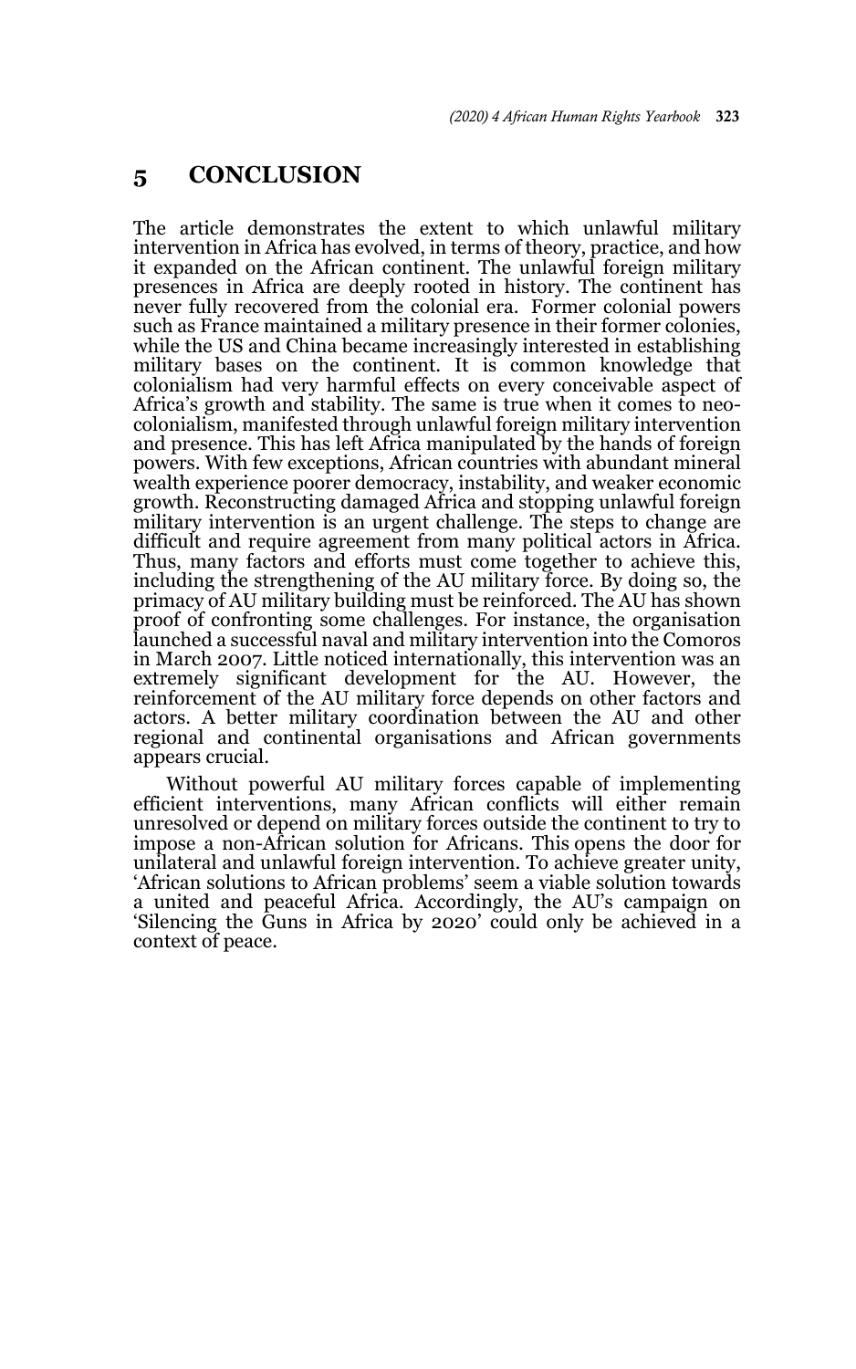## 5 CONCLUSION

The article demonstrates the extent to which unlawful military intervention in Africa has evolved, in terms of theory, practice, and how it expanded on the African continent. The unlawful foreign military presences in Africa are deeply rooted in history. The continent has never fully recovered from the colonial era. Former colonial powers such as France maintained a military presence in their former colonies, while the US and China became increasingly interested in establishing military bases on the continent. It is common knowledge that colonialism had very harmful effects on every conceivable aspect of Africa's growth and stability. The same is true when it comes to neo-colonialism, manifested through unlawful foreign military intervention and presence. This has left Africa manipulated by the hands of foreign powers. With few exceptions, African countries with abundant mineral wealth experience poorer democracy, instability, and weaker economic growth. Reconstructing damaged Africa and stopping unlawful foreign military intervention is an urgent challenge. The steps to change are difficult and require agreement from many political actors in Africa. Thus, many factors and efforts must come together to achieve this, including the strengthening of the AU military force. By doing so, the primacy of AU military building must be reinforced. The AU has shown proof of confronting some challenges. For instance, the organisation launched a successful naval and military intervention into the Comoros in March 2007. Little noticed internationally, this intervention was an extremely significant development for the AU. However, the reinforcement of the AU military force depends on other factors and actors. A better military coordination between the AU and other regional and continental organisations and African governments appears crucial.

Without powerful AU military forces capable of implementing efficient interventions, many African conflicts will either remain unresolved or depend on military forces outside the continent to try to impose a non-African solution for Africans. This opens the door for unilateral and unlawful foreign intervention. To achieve greater unity, 'African solutions to African problems' seem a viable solution towards a united and peaceful Africa. Accordingly, the AU's campaign on 'Silencing the Guns in Africa by 2020' could only be achieved in a context of peace.